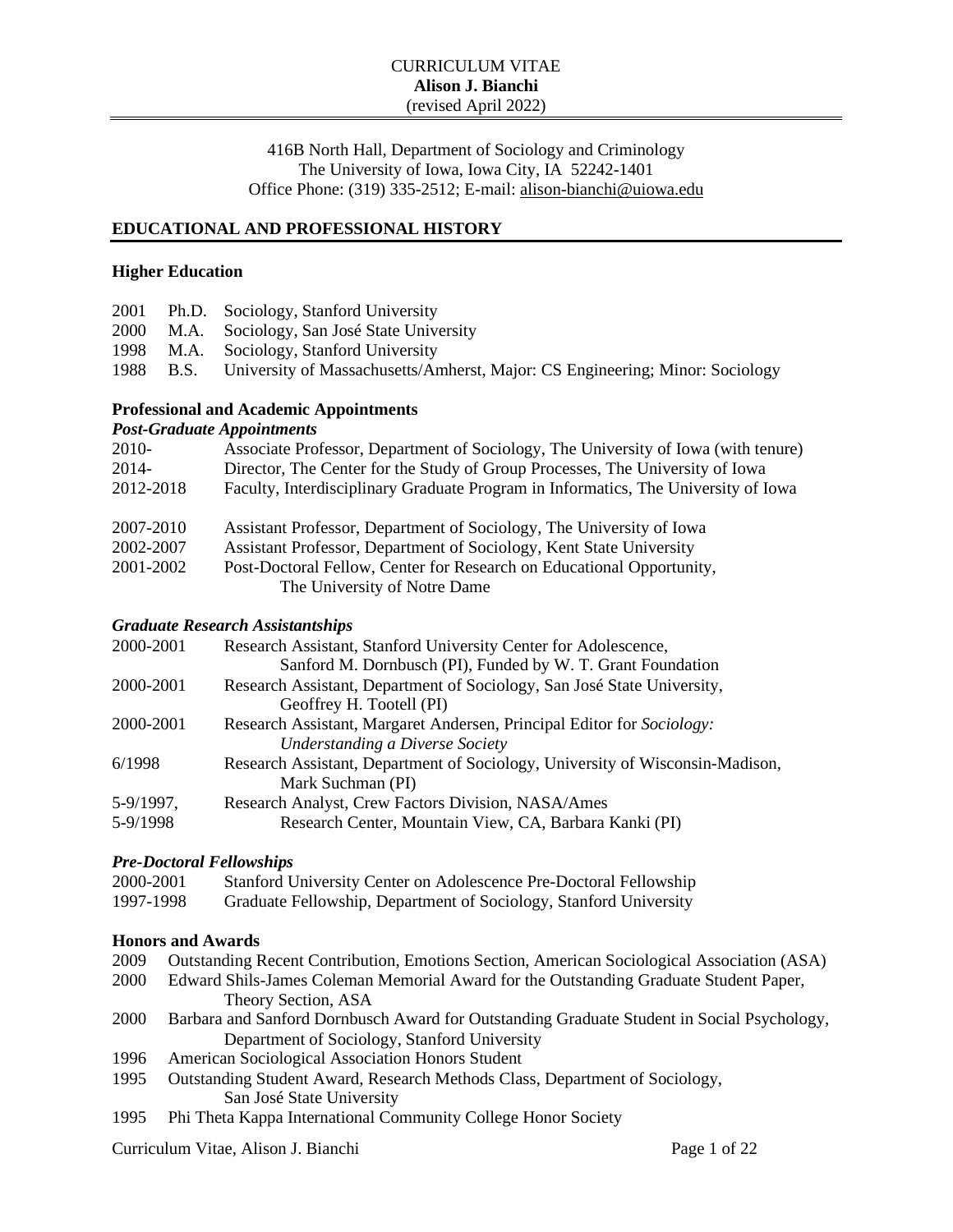CURRICULUM VITAE
**Alison J. Bianchi**
(revised April 2022)

416B North Hall, Department of Sociology and Criminology
The University of Iowa, Iowa City, IA 52242-1401
Office Phone: (319) 335-2512; E-mail: alison-bianchi@uiowa.edu

## EDUCATIONAL AND PROFESSIONAL HISTORY

### Higher Education

2001 Ph.D. Sociology, Stanford University
2000 M.A. Sociology, San José State University
1998 M.A. Sociology, Stanford University
1988 B.S. University of Massachusetts/Amherst, Major: CS Engineering; Minor: Sociology

### Professional and Academic Appointments

#### *Post-Graduate Appointments*

2010- Associate Professor, Department of Sociology, The University of Iowa (with tenure)
2014- Director, The Center for the Study of Group Processes, The University of Iowa
2012-2018 Faculty, Interdisciplinary Graduate Program in Informatics, The University of Iowa

2007-2010 Assistant Professor, Department of Sociology, The University of Iowa
2002-2007 Assistant Professor, Department of Sociology, Kent State University
2001-2002 Post-Doctoral Fellow, Center for Research on Educational Opportunity, The University of Notre Dame

#### *Graduate Research Assistantships*

2000-2001 Research Assistant, Stanford University Center for Adolescence, Sanford M. Dornbusch (PI), Funded by W. T. Grant Foundation
2000-2001 Research Assistant, Department of Sociology, San José State University, Geoffrey H. Tootell (PI)
2000-2001 Research Assistant, Margaret Andersen, Principal Editor for *Sociology: Understanding a Diverse Society*
6/1998 Research Assistant, Department of Sociology, University of Wisconsin-Madison, Mark Suchman (PI)
5-9/1997, 5-9/1998 Research Analyst, Crew Factors Division, NASA/Ames Research Center, Mountain View, CA, Barbara Kanki (PI)

#### *Pre-Doctoral Fellowships*

2000-2001 Stanford University Center on Adolescence Pre-Doctoral Fellowship
1997-1998 Graduate Fellowship, Department of Sociology, Stanford University

### Honors and Awards

2009 Outstanding Recent Contribution, Emotions Section, American Sociological Association (ASA)
2000 Edward Shils-James Coleman Memorial Award for the Outstanding Graduate Student Paper, Theory Section, ASA
2000 Barbara and Sanford Dornbusch Award for Outstanding Graduate Student in Social Psychology, Department of Sociology, Stanford University
1996 American Sociological Association Honors Student
1995 Outstanding Student Award, Research Methods Class, Department of Sociology, San José State University
1995 Phi Theta Kappa International Community College Honor Society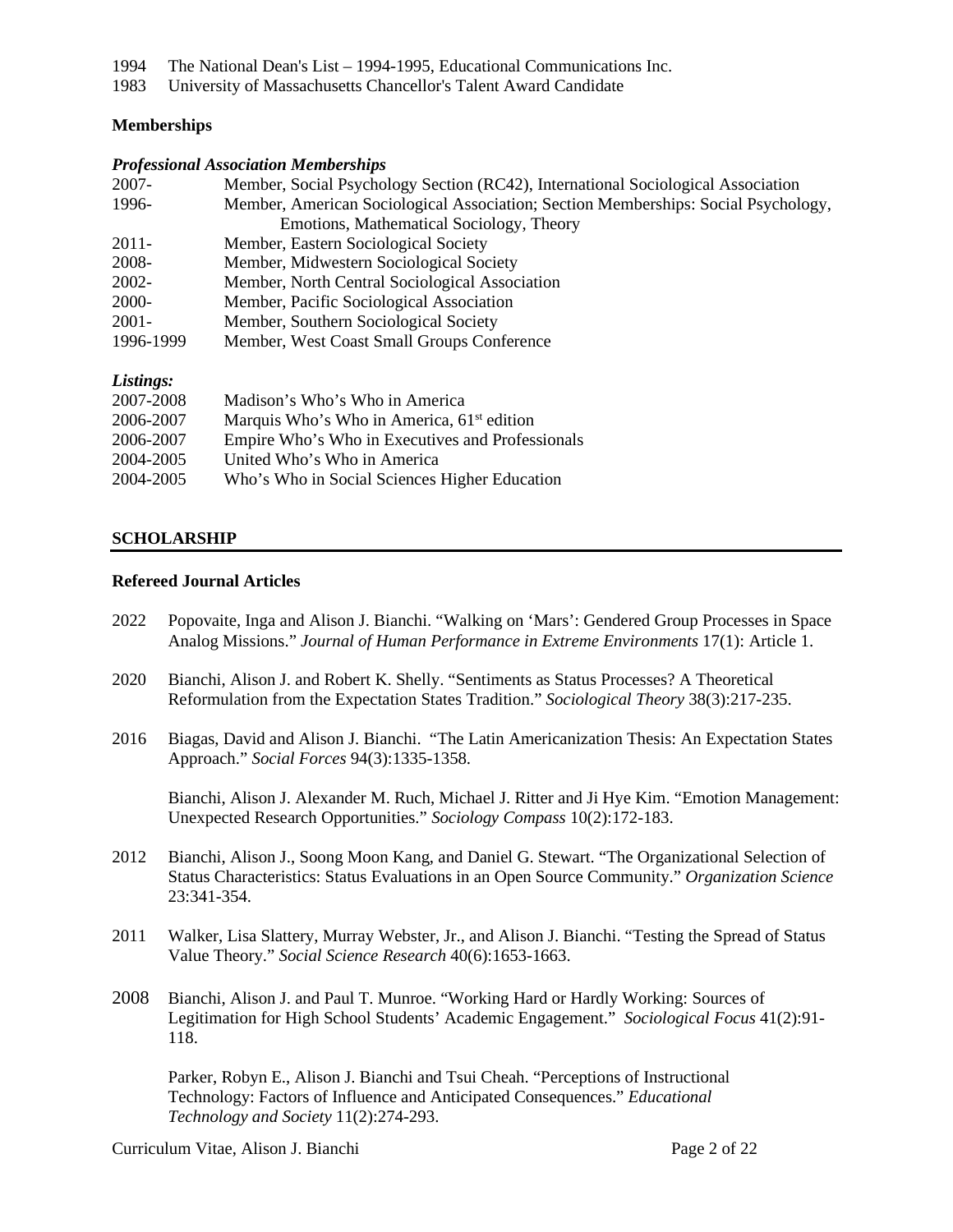1994 The National Dean's List – 1994-1995, Educational Communications Inc.
1983 University of Massachusetts Chancellor's Talent Award Candidate

**Memberships**

***Professional Association Memberships***

2007- Member, Social Psychology Section (RC42), International Sociological Association
1996- Member, American Sociological Association; Section Memberships: Social Psychology, Emotions, Mathematical Sociology, Theory
2011- Member, Eastern Sociological Society
2008- Member, Midwestern Sociological Society
2002- Member, North Central Sociological Association
2000- Member, Pacific Sociological Association
2001- Member, Southern Sociological Society
1996-1999 Member, West Coast Small Groups Conference

***Listings:***

2007-2008 Madison's Who's Who in America
2006-2007 Marquis Who's Who in America, 61st edition
2006-2007 Empire Who's Who in Executives and Professionals
2004-2005 United Who's Who in America
2004-2005 Who's Who in Social Sciences Higher Education

## SCHOLARSHIP

**Refereed Journal Articles**

2022 Popovaite, Inga and Alison J. Bianchi. "Walking on 'Mars': Gendered Group Processes in Space Analog Missions." *Journal of Human Performance in Extreme Environments* 17(1): Article 1.

2020 Bianchi, Alison J. and Robert K. Shelly. "Sentiments as Status Processes? A Theoretical Reformulation from the Expectation States Tradition." *Sociological Theory* 38(3):217-235.

2016 Biagas, David and Alison J. Bianchi. "The Latin Americanization Thesis: An Expectation States Approach." *Social Forces* 94(3):1335-1358.

Bianchi, Alison J. Alexander M. Ruch, Michael J. Ritter and Ji Hye Kim. "Emotion Management: Unexpected Research Opportunities." *Sociology Compass* 10(2):172-183.

2012 Bianchi, Alison J., Soong Moon Kang, and Daniel G. Stewart. "The Organizational Selection of Status Characteristics: Status Evaluations in an Open Source Community." *Organization Science* 23:341-354.

2011 Walker, Lisa Slattery, Murray Webster, Jr., and Alison J. Bianchi. "Testing the Spread of Status Value Theory." *Social Science Research* 40(6):1653-1663.

2008 Bianchi, Alison J. and Paul T. Munroe. "Working Hard or Hardly Working: Sources of Legitimation for High School Students' Academic Engagement." *Sociological Focus* 41(2):91-118.

Parker, Robyn E., Alison J. Bianchi and Tsui Cheah. "Perceptions of Instructional Technology: Factors of Influence and Anticipated Consequences." *Educational Technology and Society* 11(2):274-293.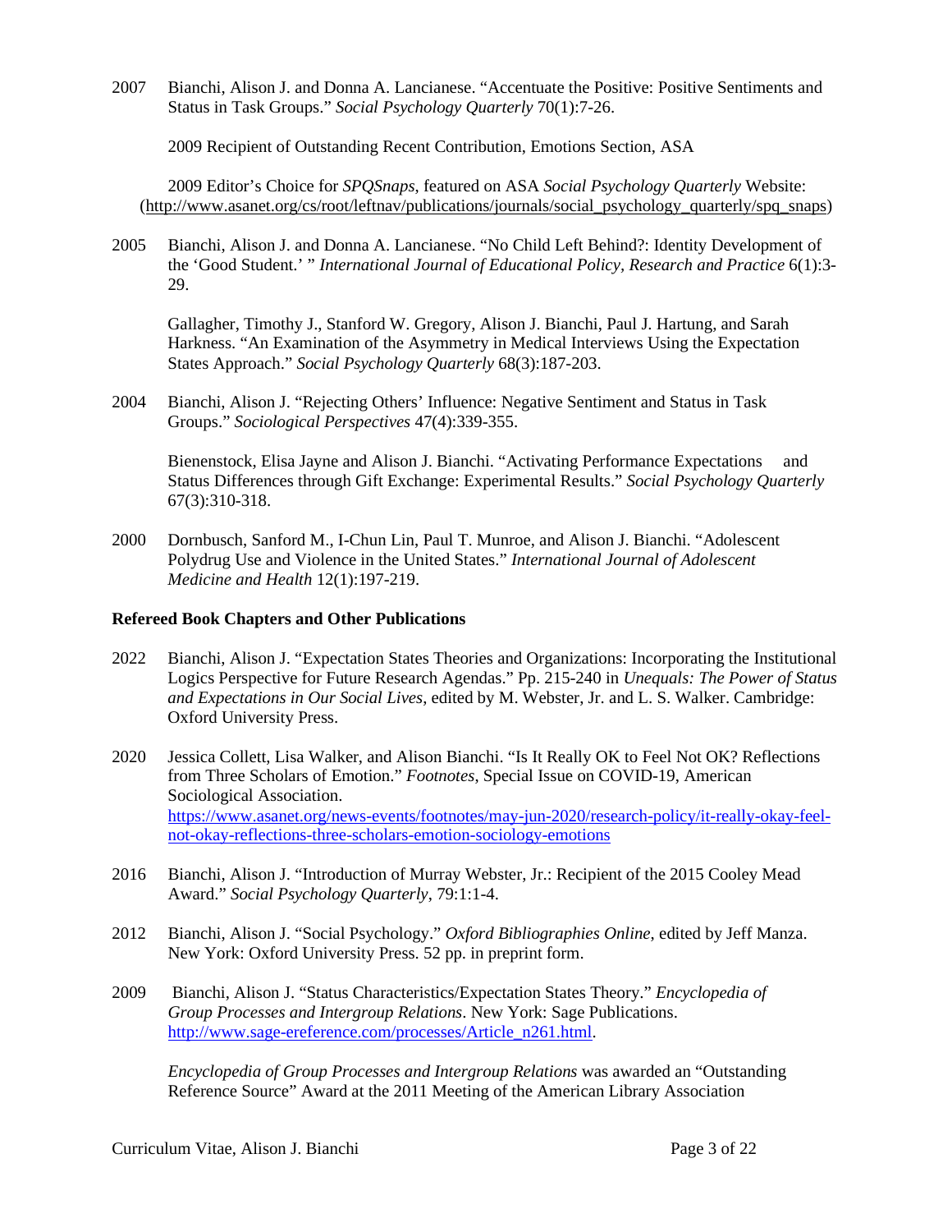2007 Bianchi, Alison J. and Donna A. Lancianese. "Accentuate the Positive: Positive Sentiments and Status in Task Groups." *Social Psychology Quarterly* 70(1):7-26.

2009 Recipient of Outstanding Recent Contribution, Emotions Section, ASA

2009 Editor's Choice for *SPQSnaps*, featured on ASA *Social Psychology Quarterly* Website: (http://www.asanet.org/cs/root/leftnav/publications/journals/social_psychology_quarterly/spq_snaps)

2005 Bianchi, Alison J. and Donna A. Lancianese. "No Child Left Behind?: Identity Development of the 'Good Student.' " *International Journal of Educational Policy, Research and Practice* 6(1):3-29.

Gallagher, Timothy J., Stanford W. Gregory, Alison J. Bianchi, Paul J. Hartung, and Sarah Harkness. "An Examination of the Asymmetry in Medical Interviews Using the Expectation States Approach." *Social Psychology Quarterly* 68(3):187-203.

2004 Bianchi, Alison J. "Rejecting Others' Influence: Negative Sentiment and Status in Task Groups." *Sociological Perspectives* 47(4):339-355.

Bienenstock, Elisa Jayne and Alison J. Bianchi. "Activating Performance Expectations and Status Differences through Gift Exchange: Experimental Results." *Social Psychology Quarterly* 67(3):310-318.

2000 Dornbusch, Sanford M., I-Chun Lin, Paul T. Munroe, and Alison J. Bianchi. "Adolescent Polydrug Use and Violence in the United States." *International Journal of Adolescent Medicine and Health* 12(1):197-219.

**Refereed Book Chapters and Other Publications**

2022 Bianchi, Alison J. "Expectation States Theories and Organizations: Incorporating the Institutional Logics Perspective for Future Research Agendas." Pp. 215-240 in *Unequals: The Power of Status and Expectations in Our Social Lives*, edited by M. Webster, Jr. and L. S. Walker. Cambridge: Oxford University Press.

2020 Jessica Collett, Lisa Walker, and Alison Bianchi. "Is It Really OK to Feel Not OK? Reflections from Three Scholars of Emotion." *Footnotes*, Special Issue on COVID-19, American Sociological Association. https://www.asanet.org/news-events/footnotes/may-jun-2020/research-policy/it-really-okay-feel-not-okay-reflections-three-scholars-emotion-sociology-emotions

2016 Bianchi, Alison J. "Introduction of Murray Webster, Jr.: Recipient of the 2015 Cooley Mead Award." *Social Psychology Quarterly*, 79:1:1-4.

2012 Bianchi, Alison J. "Social Psychology." *Oxford Bibliographies Online*, edited by Jeff Manza. New York: Oxford University Press. 52 pp. in preprint form.

2009 Bianchi, Alison J. "Status Characteristics/Expectation States Theory." *Encyclopedia of Group Processes and Intergroup Relations*. New York: Sage Publications. http://www.sage-ereference.com/processes/Article_n261.html.

*Encyclopedia of Group Processes and Intergroup Relations* was awarded an "Outstanding Reference Source" Award at the 2011 Meeting of the American Library Association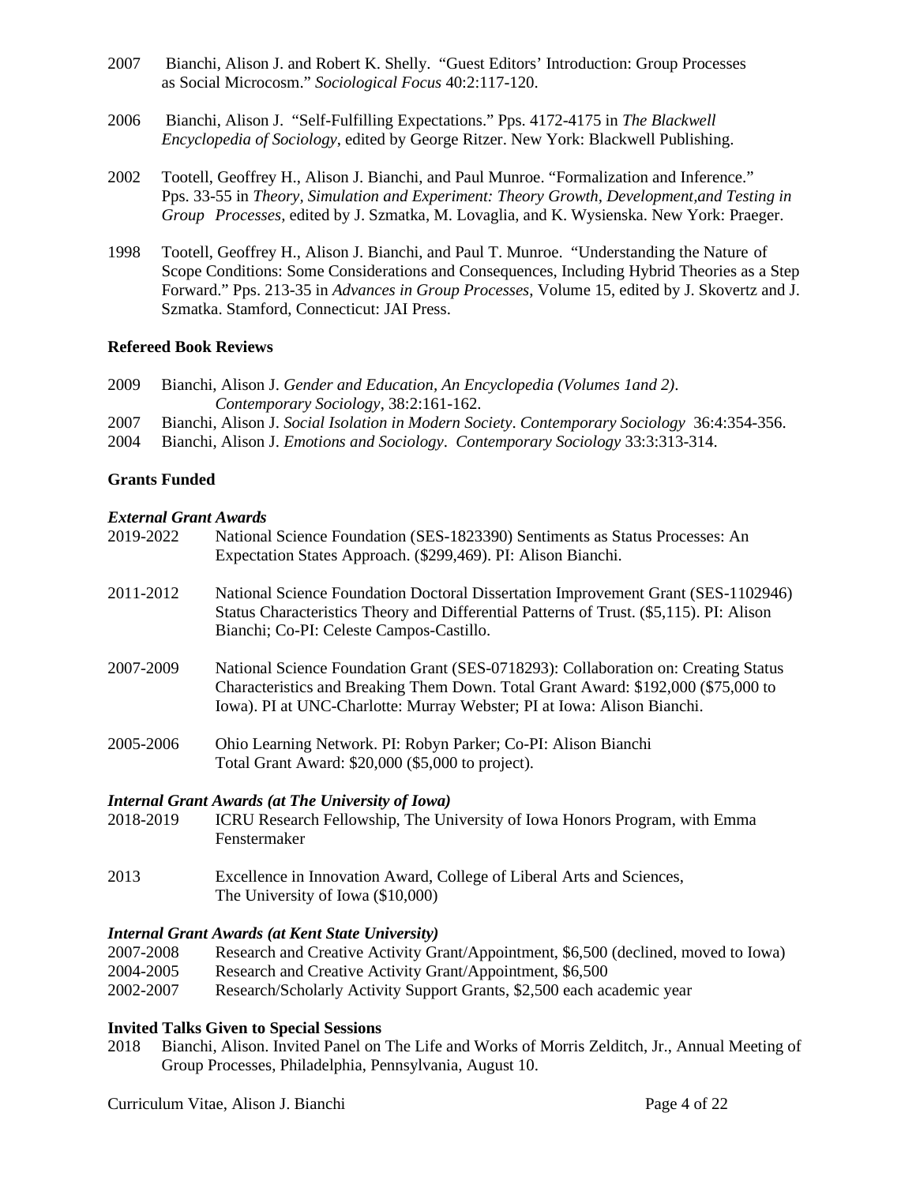2007 Bianchi, Alison J. and Robert K. Shelly. "Guest Editors' Introduction: Group Processes as Social Microcosm." *Sociological Focus* 40:2:117-120.

2006 Bianchi, Alison J. "Self-Fulfilling Expectations." Pps. 4172-4175 in *The Blackwell Encyclopedia of Sociology*, edited by George Ritzer. New York: Blackwell Publishing.

2002 Tootell, Geoffrey H., Alison J. Bianchi, and Paul Munroe. "Formalization and Inference." Pps. 33-55 in *Theory, Simulation and Experiment: Theory Growth, Development,and Testing in Group Processes*, edited by J. Szmatka, M. Lovaglia, and K. Wysienska. New York: Praeger.

1998 Tootell, Geoffrey H., Alison J. Bianchi, and Paul T. Munroe. "Understanding the Nature of Scope Conditions: Some Considerations and Consequences, Including Hybrid Theories as a Step Forward." Pps. 213-35 in *Advances in Group Processes*, Volume 15, edited by J. Skovertz and J. Szmatka. Stamford, Connecticut: JAI Press.

**Refereed Book Reviews**

2009 Bianchi, Alison J. *Gender and Education, An Encyclopedia (Volumes 1and 2)*. *Contemporary Sociology*, 38:2:161-162.

2007 Bianchi, Alison J. *Social Isolation in Modern Society*. *Contemporary Sociology* 36:4:354-356.

2004 Bianchi, Alison J. *Emotions and Sociology*. *Contemporary Sociology* 33:3:313-314.

**Grants Funded**

***External Grant Awards***

2019-2022 National Science Foundation (SES-1823390) Sentiments as Status Processes: An Expectation States Approach. ($299,469). PI: Alison Bianchi.

2011-2012 National Science Foundation Doctoral Dissertation Improvement Grant (SES-1102946) Status Characteristics Theory and Differential Patterns of Trust. ($5,115). PI: Alison Bianchi; Co-PI: Celeste Campos-Castillo.

2007-2009 National Science Foundation Grant (SES-0718293): Collaboration on: Creating Status Characteristics and Breaking Them Down. Total Grant Award: $192,000 ($75,000 to Iowa). PI at UNC-Charlotte: Murray Webster; PI at Iowa: Alison Bianchi.

2005-2006 Ohio Learning Network. PI: Robyn Parker; Co-PI: Alison Bianchi Total Grant Award: $20,000 ($5,000 to project).

***Internal Grant Awards (at The University of Iowa)***

2018-2019 ICRU Research Fellowship, The University of Iowa Honors Program, with Emma Fenstermaker

2013 Excellence in Innovation Award, College of Liberal Arts and Sciences, The University of Iowa ($10,000)

***Internal Grant Awards (at Kent State University)***

2007-2008 Research and Creative Activity Grant/Appointment, $6,500 (declined, moved to Iowa)

2004-2005 Research and Creative Activity Grant/Appointment, $6,500

2002-2007 Research/Scholarly Activity Support Grants, $2,500 each academic year

**Invited Talks Given to Special Sessions**

2018 Bianchi, Alison. Invited Panel on The Life and Works of Morris Zelditch, Jr., Annual Meeting of Group Processes, Philadelphia, Pennsylvania, August 10.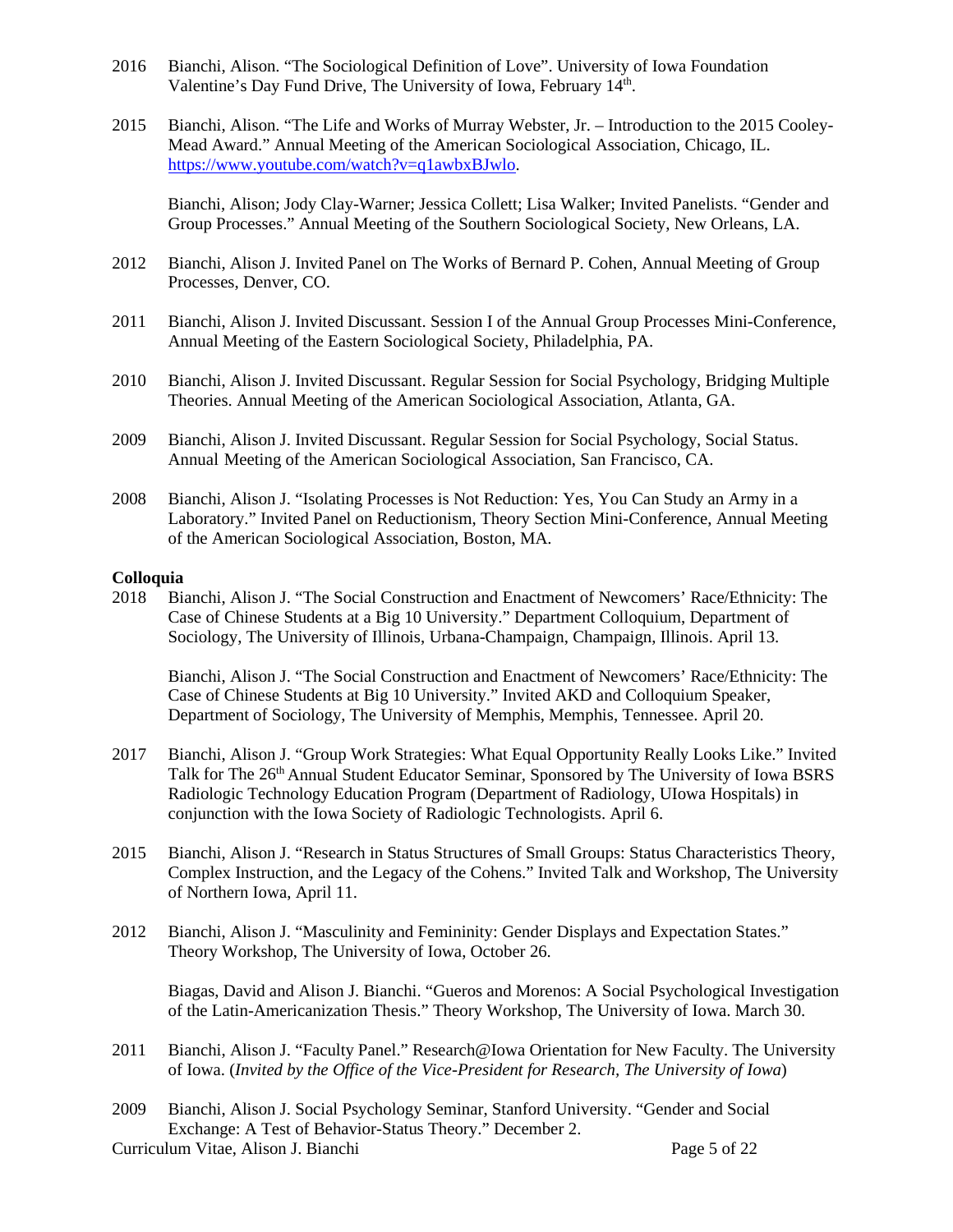2016 Bianchi, Alison. "The Sociological Definition of Love". University of Iowa Foundation Valentine's Day Fund Drive, The University of Iowa, February 14th.

2015 Bianchi, Alison. "The Life and Works of Murray Webster, Jr. – Introduction to the 2015 Cooley-Mead Award." Annual Meeting of the American Sociological Association, Chicago, IL. https://www.youtube.com/watch?v=q1awbxBJwlo.

Bianchi, Alison; Jody Clay-Warner; Jessica Collett; Lisa Walker; Invited Panelists. "Gender and Group Processes." Annual Meeting of the Southern Sociological Society, New Orleans, LA.

2012 Bianchi, Alison J. Invited Panel on The Works of Bernard P. Cohen, Annual Meeting of Group Processes, Denver, CO.

2011 Bianchi, Alison J. Invited Discussant. Session I of the Annual Group Processes Mini-Conference, Annual Meeting of the Eastern Sociological Society, Philadelphia, PA.

2010 Bianchi, Alison J. Invited Discussant. Regular Session for Social Psychology, Bridging Multiple Theories. Annual Meeting of the American Sociological Association, Atlanta, GA.

2009 Bianchi, Alison J. Invited Discussant. Regular Session for Social Psychology, Social Status. Annual Meeting of the American Sociological Association, San Francisco, CA.

2008 Bianchi, Alison J. "Isolating Processes is Not Reduction: Yes, You Can Study an Army in a Laboratory." Invited Panel on Reductionism, Theory Section Mini-Conference, Annual Meeting of the American Sociological Association, Boston, MA.

**Colloquia**

2018 Bianchi, Alison J. "The Social Construction and Enactment of Newcomers' Race/Ethnicity: The Case of Chinese Students at a Big 10 University." Department Colloquium, Department of Sociology, The University of Illinois, Urbana-Champaign, Champaign, Illinois. April 13.

Bianchi, Alison J. "The Social Construction and Enactment of Newcomers' Race/Ethnicity: The Case of Chinese Students at Big 10 University." Invited AKD and Colloquium Speaker, Department of Sociology, The University of Memphis, Memphis, Tennessee. April 20.

2017 Bianchi, Alison J. "Group Work Strategies: What Equal Opportunity Really Looks Like." Invited Talk for The 26th Annual Student Educator Seminar, Sponsored by The University of Iowa BSRS Radiologic Technology Education Program (Department of Radiology, UIowa Hospitals) in conjunction with the Iowa Society of Radiologic Technologists. April 6.

2015 Bianchi, Alison J. "Research in Status Structures of Small Groups: Status Characteristics Theory, Complex Instruction, and the Legacy of the Cohens." Invited Talk and Workshop, The University of Northern Iowa, April 11.

2012 Bianchi, Alison J. "Masculinity and Femininity: Gender Displays and Expectation States." Theory Workshop, The University of Iowa, October 26.

Biagas, David and Alison J. Bianchi. "Gueros and Morenos: A Social Psychological Investigation of the Latin-Americanization Thesis." Theory Workshop, The University of Iowa. March 30.

2011 Bianchi, Alison J. "Faculty Panel." Research@Iowa Orientation for New Faculty. The University of Iowa. (*Invited by the Office of the Vice-President for Research, The University of Iowa*)

2009 Bianchi, Alison J. Social Psychology Seminar, Stanford University. "Gender and Social Exchange: A Test of Behavior-Status Theory." December 2.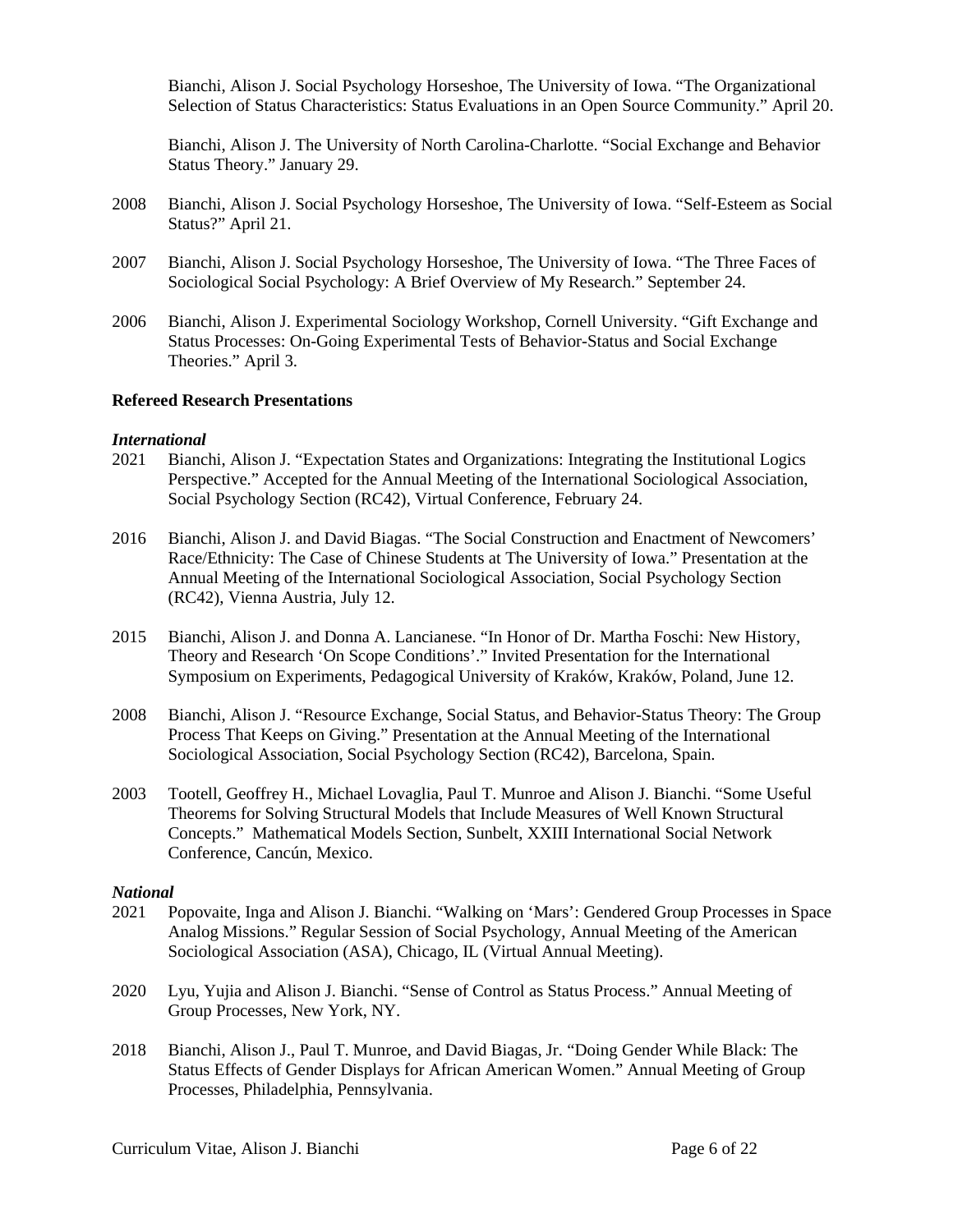Bianchi, Alison J. Social Psychology Horseshoe, The University of Iowa. "The Organizational Selection of Status Characteristics: Status Evaluations in an Open Source Community." April 20.

Bianchi, Alison J. The University of North Carolina-Charlotte. "Social Exchange and Behavior Status Theory." January 29.

2008 Bianchi, Alison J. Social Psychology Horseshoe, The University of Iowa. "Self-Esteem as Social Status?" April 21.

2007 Bianchi, Alison J. Social Psychology Horseshoe, The University of Iowa. "The Three Faces of Sociological Social Psychology: A Brief Overview of My Research." September 24.

2006 Bianchi, Alison J. Experimental Sociology Workshop, Cornell University. "Gift Exchange and Status Processes: On-Going Experimental Tests of Behavior-Status and Social Exchange Theories." April 3.

**Refereed Research Presentations**

***International***

2021 Bianchi, Alison J. "Expectation States and Organizations: Integrating the Institutional Logics Perspective." Accepted for the Annual Meeting of the International Sociological Association, Social Psychology Section (RC42), Virtual Conference, February 24.

2016 Bianchi, Alison J. and David Biagas. "The Social Construction and Enactment of Newcomers' Race/Ethnicity: The Case of Chinese Students at The University of Iowa." Presentation at the Annual Meeting of the International Sociological Association, Social Psychology Section (RC42), Vienna Austria, July 12.

2015 Bianchi, Alison J. and Donna A. Lancianese. "In Honor of Dr. Martha Foschi: New History, Theory and Research 'On Scope Conditions'." Invited Presentation for the International Symposium on Experiments, Pedagogical University of Kraków, Kraków, Poland, June 12.

2008 Bianchi, Alison J. "Resource Exchange, Social Status, and Behavior-Status Theory: The Group Process That Keeps on Giving." Presentation at the Annual Meeting of the International Sociological Association, Social Psychology Section (RC42), Barcelona, Spain.

2003 Tootell, Geoffrey H., Michael Lovaglia, Paul T. Munroe and Alison J. Bianchi. "Some Useful Theorems for Solving Structural Models that Include Measures of Well Known Structural Concepts." Mathematical Models Section, Sunbelt, XXIII International Social Network Conference, Cancún, Mexico.

***National***

2021 Popovaite, Inga and Alison J. Bianchi. "Walking on 'Mars': Gendered Group Processes in Space Analog Missions." Regular Session of Social Psychology, Annual Meeting of the American Sociological Association (ASA), Chicago, IL (Virtual Annual Meeting).

2020 Lyu, Yujia and Alison J. Bianchi. "Sense of Control as Status Process." Annual Meeting of Group Processes, New York, NY.

2018 Bianchi, Alison J., Paul T. Munroe, and David Biagas, Jr. "Doing Gender While Black: The Status Effects of Gender Displays for African American Women." Annual Meeting of Group Processes, Philadelphia, Pennsylvania.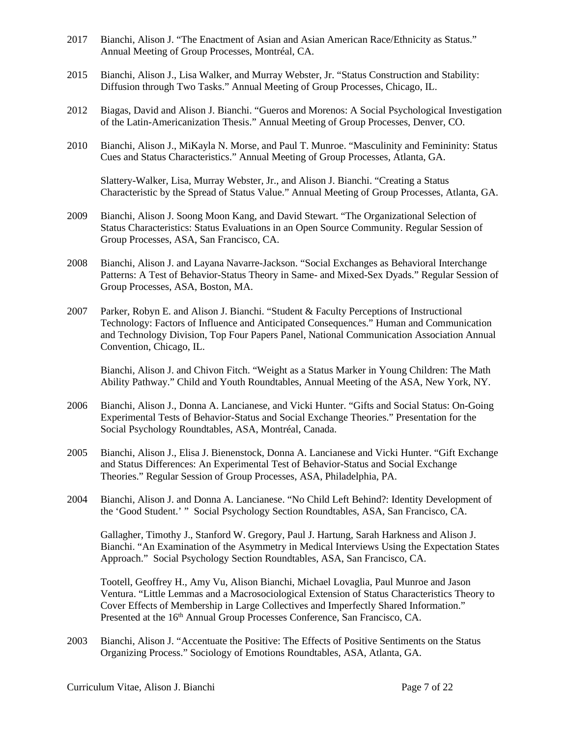2017 Bianchi, Alison J. "The Enactment of Asian and Asian American Race/Ethnicity as Status." Annual Meeting of Group Processes, Montréal, CA.

2015 Bianchi, Alison J., Lisa Walker, and Murray Webster, Jr. "Status Construction and Stability: Diffusion through Two Tasks." Annual Meeting of Group Processes, Chicago, IL.

2012 Biagas, David and Alison J. Bianchi. "Gueros and Morenos: A Social Psychological Investigation of the Latin-Americanization Thesis." Annual Meeting of Group Processes, Denver, CO.

2010 Bianchi, Alison J., MiKayla N. Morse, and Paul T. Munroe. "Masculinity and Femininity: Status Cues and Status Characteristics." Annual Meeting of Group Processes, Atlanta, GA.

Slattery-Walker, Lisa, Murray Webster, Jr., and Alison J. Bianchi. "Creating a Status Characteristic by the Spread of Status Value." Annual Meeting of Group Processes, Atlanta, GA.

2009 Bianchi, Alison J. Soong Moon Kang, and David Stewart. "The Organizational Selection of Status Characteristics: Status Evaluations in an Open Source Community. Regular Session of Group Processes, ASA, San Francisco, CA.

2008 Bianchi, Alison J. and Layana Navarre-Jackson. "Social Exchanges as Behavioral Interchange Patterns: A Test of Behavior-Status Theory in Same- and Mixed-Sex Dyads." Regular Session of Group Processes, ASA, Boston, MA.

2007 Parker, Robyn E. and Alison J. Bianchi. "Student & Faculty Perceptions of Instructional Technology: Factors of Influence and Anticipated Consequences." Human and Communication and Technology Division, Top Four Papers Panel, National Communication Association Annual Convention, Chicago, IL.

Bianchi, Alison J. and Chivon Fitch. "Weight as a Status Marker in Young Children: The Math Ability Pathway." Child and Youth Roundtables, Annual Meeting of the ASA, New York, NY.

2006 Bianchi, Alison J., Donna A. Lancianese, and Vicki Hunter. "Gifts and Social Status: On-Going Experimental Tests of Behavior-Status and Social Exchange Theories." Presentation for the Social Psychology Roundtables, ASA, Montréal, Canada.

2005 Bianchi, Alison J., Elisa J. Bienenstock, Donna A. Lancianese and Vicki Hunter. "Gift Exchange and Status Differences: An Experimental Test of Behavior-Status and Social Exchange Theories." Regular Session of Group Processes, ASA, Philadelphia, PA.

2004 Bianchi, Alison J. and Donna A. Lancianese. "No Child Left Behind?: Identity Development of the 'Good Student.' " Social Psychology Section Roundtables, ASA, San Francisco, CA.

Gallagher, Timothy J., Stanford W. Gregory, Paul J. Hartung, Sarah Harkness and Alison J. Bianchi. "An Examination of the Asymmetry in Medical Interviews Using the Expectation States Approach." Social Psychology Section Roundtables, ASA, San Francisco, CA.

Tootell, Geoffrey H., Amy Vu, Alison Bianchi, Michael Lovaglia, Paul Munroe and Jason Ventura. "Little Lemmas and a Macrosociological Extension of Status Characteristics Theory to Cover Effects of Membership in Large Collectives and Imperfectly Shared Information." Presented at the 16th Annual Group Processes Conference, San Francisco, CA.

2003 Bianchi, Alison J. "Accentuate the Positive: The Effects of Positive Sentiments on the Status Organizing Process." Sociology of Emotions Roundtables, ASA, Atlanta, GA.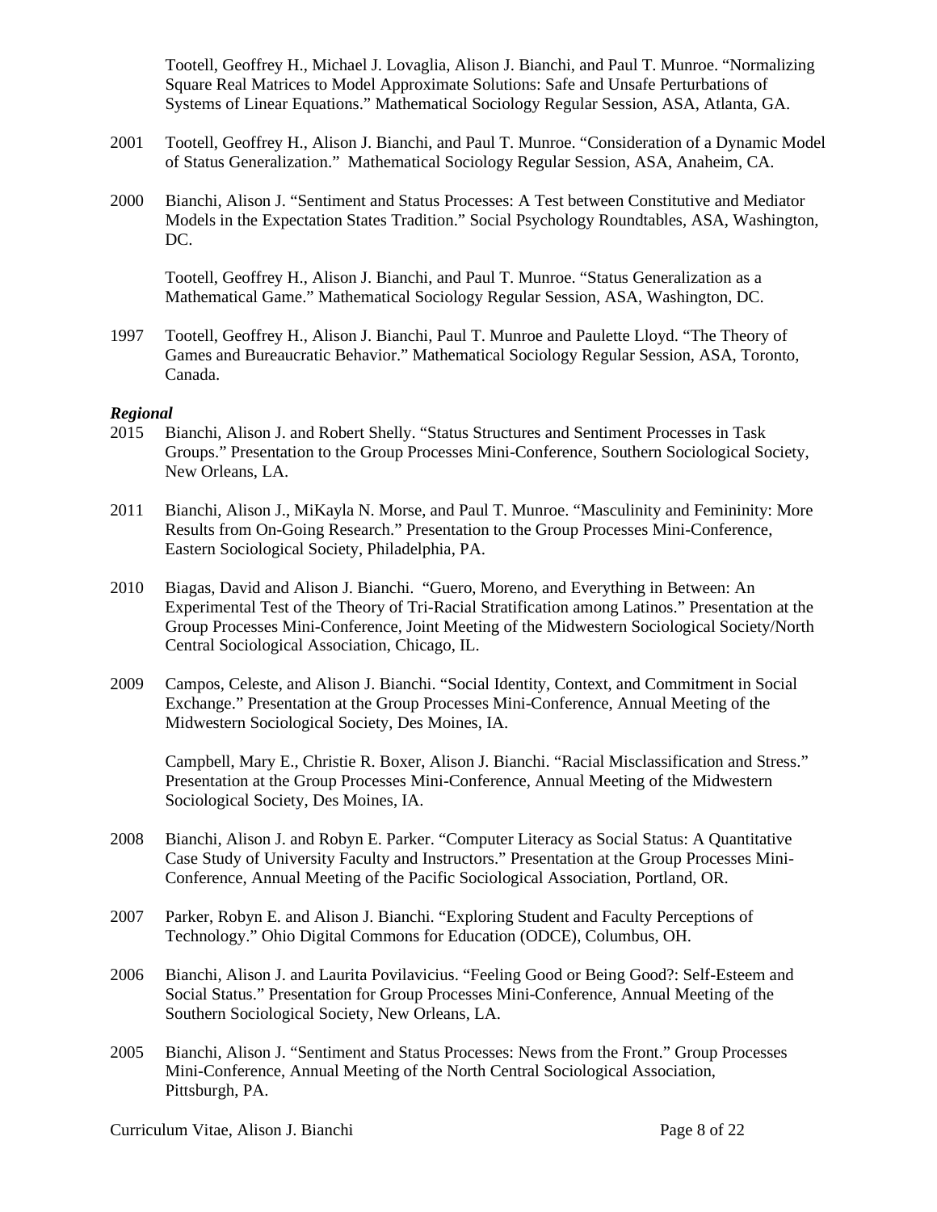Tootell, Geoffrey H., Michael J. Lovaglia, Alison J. Bianchi, and Paul T. Munroe. "Normalizing Square Real Matrices to Model Approximate Solutions: Safe and Unsafe Perturbations of Systems of Linear Equations." Mathematical Sociology Regular Session, ASA, Atlanta, GA.

2001 Tootell, Geoffrey H., Alison J. Bianchi, and Paul T. Munroe. "Consideration of a Dynamic Model of Status Generalization." Mathematical Sociology Regular Session, ASA, Anaheim, CA.

2000 Bianchi, Alison J. "Sentiment and Status Processes: A Test between Constitutive and Mediator Models in the Expectation States Tradition." Social Psychology Roundtables, ASA, Washington, DC.

Tootell, Geoffrey H., Alison J. Bianchi, and Paul T. Munroe. "Status Generalization as a Mathematical Game." Mathematical Sociology Regular Session, ASA, Washington, DC.

1997 Tootell, Geoffrey H., Alison J. Bianchi, Paul T. Munroe and Paulette Lloyd. "The Theory of Games and Bureaucratic Behavior." Mathematical Sociology Regular Session, ASA, Toronto, Canada.

***Regional***

2015 Bianchi, Alison J. and Robert Shelly. "Status Structures and Sentiment Processes in Task Groups." Presentation to the Group Processes Mini-Conference, Southern Sociological Society, New Orleans, LA.

2011 Bianchi, Alison J., MiKayla N. Morse, and Paul T. Munroe. "Masculinity and Femininity: More Results from On-Going Research." Presentation to the Group Processes Mini-Conference, Eastern Sociological Society, Philadelphia, PA.

2010 Biagas, David and Alison J. Bianchi. "Guero, Moreno, and Everything in Between: An Experimental Test of the Theory of Tri-Racial Stratification among Latinos." Presentation at the Group Processes Mini-Conference, Joint Meeting of the Midwestern Sociological Society/North Central Sociological Association, Chicago, IL.

2009 Campos, Celeste, and Alison J. Bianchi. "Social Identity, Context, and Commitment in Social Exchange." Presentation at the Group Processes Mini-Conference, Annual Meeting of the Midwestern Sociological Society, Des Moines, IA.

Campbell, Mary E., Christie R. Boxer, Alison J. Bianchi. "Racial Misclassification and Stress." Presentation at the Group Processes Mini-Conference, Annual Meeting of the Midwestern Sociological Society, Des Moines, IA.

2008 Bianchi, Alison J. and Robyn E. Parker. "Computer Literacy as Social Status: A Quantitative Case Study of University Faculty and Instructors." Presentation at the Group Processes Mini-Conference, Annual Meeting of the Pacific Sociological Association, Portland, OR.

2007 Parker, Robyn E. and Alison J. Bianchi. "Exploring Student and Faculty Perceptions of Technology." Ohio Digital Commons for Education (ODCE), Columbus, OH.

2006 Bianchi, Alison J. and Laurita Povilavicius. "Feeling Good or Being Good?: Self-Esteem and Social Status." Presentation for Group Processes Mini-Conference, Annual Meeting of the Southern Sociological Society, New Orleans, LA.

2005 Bianchi, Alison J. "Sentiment and Status Processes: News from the Front." Group Processes Mini-Conference, Annual Meeting of the North Central Sociological Association, Pittsburgh, PA.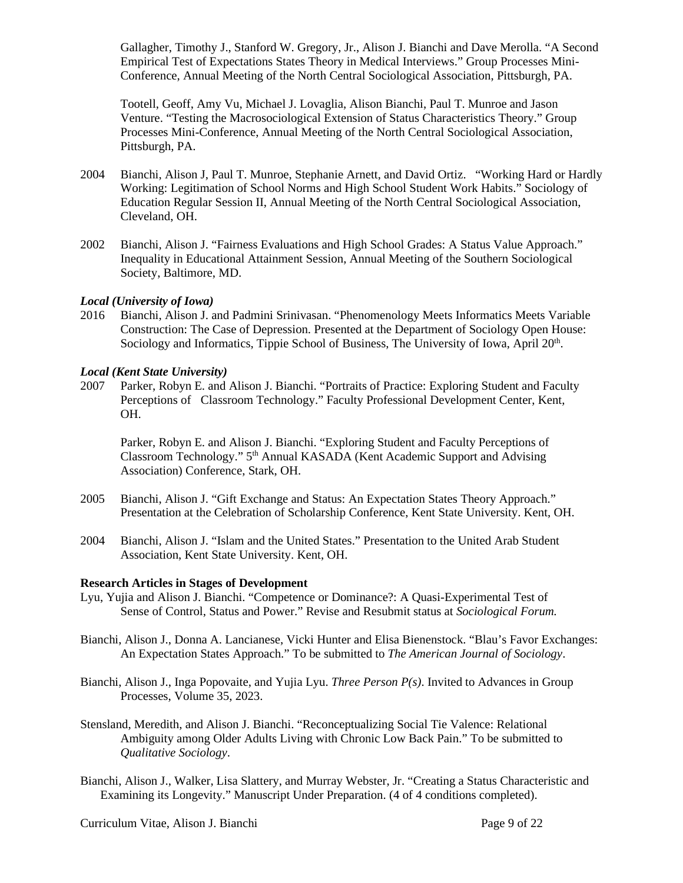Gallagher, Timothy J., Stanford W. Gregory, Jr., Alison J. Bianchi and Dave Merolla. "A Second Empirical Test of Expectations States Theory in Medical Interviews." Group Processes Mini-Conference, Annual Meeting of the North Central Sociological Association, Pittsburgh, PA.

Tootell, Geoff, Amy Vu, Michael J. Lovaglia, Alison Bianchi, Paul T. Munroe and Jason Venture. "Testing the Macrosociological Extension of Status Characteristics Theory." Group Processes Mini-Conference, Annual Meeting of the North Central Sociological Association, Pittsburgh, PA.

2004 Bianchi, Alison J, Paul T. Munroe, Stephanie Arnett, and David Ortiz. "Working Hard or Hardly Working: Legitimation of School Norms and High School Student Work Habits." Sociology of Education Regular Session II, Annual Meeting of the North Central Sociological Association, Cleveland, OH.

2002 Bianchi, Alison J. "Fairness Evaluations and High School Grades: A Status Value Approach." Inequality in Educational Attainment Session, Annual Meeting of the Southern Sociological Society, Baltimore, MD.

***Local (University of Iowa)***

2016 Bianchi, Alison J. and Padmini Srinivasan. "Phenomenology Meets Informatics Meets Variable Construction: The Case of Depression. Presented at the Department of Sociology Open House: Sociology and Informatics, Tippie School of Business, The University of Iowa, April 20th.

***Local (Kent State University)***

2007 Parker, Robyn E. and Alison J. Bianchi. "Portraits of Practice: Exploring Student and Faculty Perceptions of Classroom Technology." Faculty Professional Development Center, Kent, OH.

Parker, Robyn E. and Alison J. Bianchi. "Exploring Student and Faculty Perceptions of Classroom Technology." 5th Annual KASADA (Kent Academic Support and Advising Association) Conference, Stark, OH.

2005 Bianchi, Alison J. "Gift Exchange and Status: An Expectation States Theory Approach." Presentation at the Celebration of Scholarship Conference, Kent State University. Kent, OH.

2004 Bianchi, Alison J. "Islam and the United States." Presentation to the United Arab Student Association, Kent State University. Kent, OH.

**Research Articles in Stages of Development**

Lyu, Yujia and Alison J. Bianchi. "Competence or Dominance?: A Quasi-Experimental Test of Sense of Control, Status and Power." Revise and Resubmit status at *Sociological Forum.*

Bianchi, Alison J., Donna A. Lancianese, Vicki Hunter and Elisa Bienenstock. "Blau's Favor Exchanges: An Expectation States Approach." To be submitted to *The American Journal of Sociology*.

Bianchi, Alison J., Inga Popovaite, and Yujia Lyu. *Three Person P(s)*. Invited to Advances in Group Processes, Volume 35, 2023.

Stensland, Meredith, and Alison J. Bianchi. "Reconceptualizing Social Tie Valence: Relational Ambiguity among Older Adults Living with Chronic Low Back Pain." To be submitted to *Qualitative Sociology*.

Bianchi, Alison J., Walker, Lisa Slattery, and Murray Webster, Jr. "Creating a Status Characteristic and Examining its Longevity." Manuscript Under Preparation. (4 of 4 conditions completed).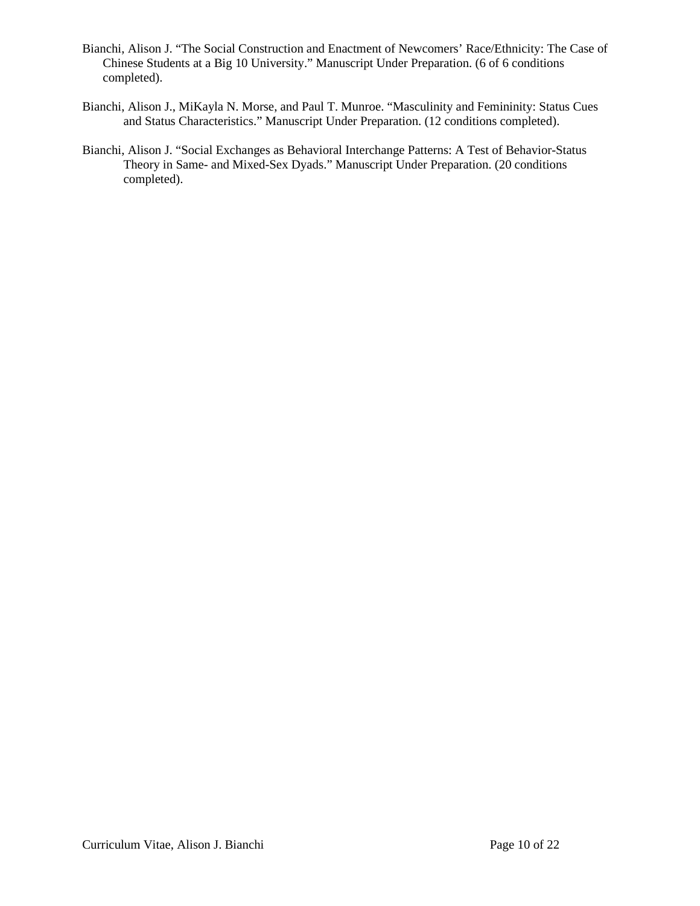Bianchi, Alison J. "The Social Construction and Enactment of Newcomers' Race/Ethnicity: The Case of Chinese Students at a Big 10 University." Manuscript Under Preparation. (6 of 6 conditions completed).

Bianchi, Alison J., MiKayla N. Morse, and Paul T. Munroe. "Masculinity and Femininity: Status Cues and Status Characteristics." Manuscript Under Preparation. (12 conditions completed).

Bianchi, Alison J. "Social Exchanges as Behavioral Interchange Patterns: A Test of Behavior-Status Theory in Same- and Mixed-Sex Dyads." Manuscript Under Preparation. (20 conditions completed).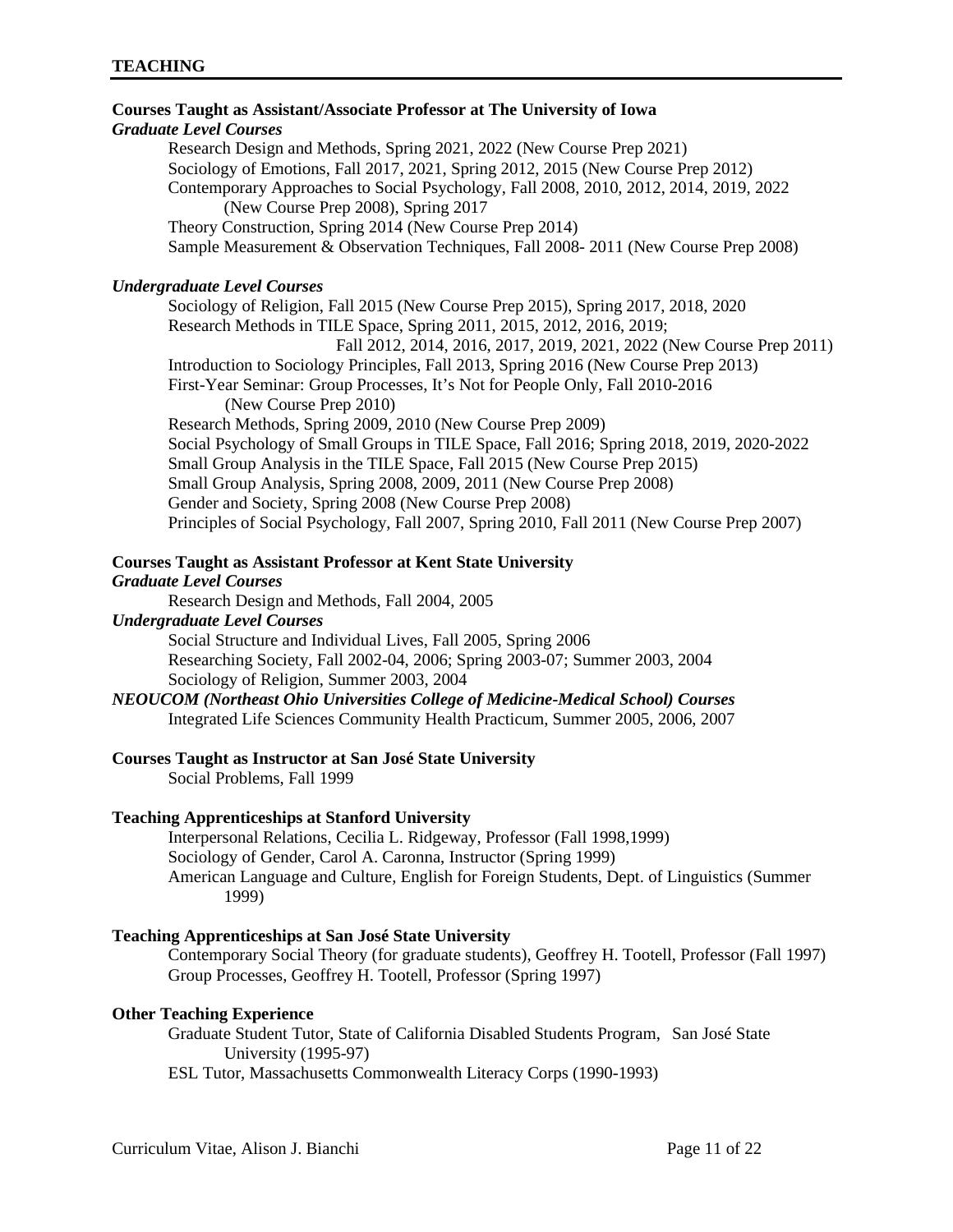## TEACHING

**Courses Taught as Assistant/Associate Professor at The University of Iowa**

***Graduate Level Courses***

Research Design and Methods, Spring 2021, 2022 (New Course Prep 2021)
Sociology of Emotions, Fall 2017, 2021, Spring 2012, 2015 (New Course Prep 2012)
Contemporary Approaches to Social Psychology, Fall 2008, 2010, 2012, 2014, 2019, 2022 (New Course Prep 2008), Spring 2017
Theory Construction, Spring 2014 (New Course Prep 2014)
Sample Measurement & Observation Techniques, Fall 2008- 2011 (New Course Prep 2008)

***Undergraduate Level Courses***

Sociology of Religion, Fall 2015 (New Course Prep 2015), Spring 2017, 2018, 2020
Research Methods in TILE Space, Spring 2011, 2015, 2012, 2016, 2019; Fall 2012, 2014, 2016, 2017, 2019, 2021, 2022 (New Course Prep 2011)
Introduction to Sociology Principles, Fall 2013, Spring 2016 (New Course Prep 2013)
First-Year Seminar: Group Processes, It's Not for People Only, Fall 2010-2016 (New Course Prep 2010)
Research Methods, Spring 2009, 2010 (New Course Prep 2009)
Social Psychology of Small Groups in TILE Space, Fall 2016; Spring 2018, 2019, 2020-2022
Small Group Analysis in the TILE Space, Fall 2015 (New Course Prep 2015)
Small Group Analysis, Spring 2008, 2009, 2011 (New Course Prep 2008)
Gender and Society, Spring 2008 (New Course Prep 2008)
Principles of Social Psychology, Fall 2007, Spring 2010, Fall 2011 (New Course Prep 2007)

**Courses Taught as Assistant Professor at Kent State University**

***Graduate Level Courses***

Research Design and Methods, Fall 2004, 2005

***Undergraduate Level Courses***

Social Structure and Individual Lives, Fall 2005, Spring 2006
Researching Society, Fall 2002-04, 2006; Spring 2003-07; Summer 2003, 2004
Sociology of Religion, Summer 2003, 2004

***NEOUCOM (Northeast Ohio Universities College of Medicine-Medical School) Courses***

Integrated Life Sciences Community Health Practicum, Summer 2005, 2006, 2007

**Courses Taught as Instructor at San José State University**

Social Problems, Fall 1999

**Teaching Apprenticeships at Stanford University**

Interpersonal Relations, Cecilia L. Ridgeway, Professor (Fall 1998,1999)
Sociology of Gender, Carol A. Caronna, Instructor (Spring 1999)
American Language and Culture, English for Foreign Students, Dept. of Linguistics (Summer 1999)

**Teaching Apprenticeships at San José State University**

Contemporary Social Theory (for graduate students), Geoffrey H. Tootell, Professor (Fall 1997)
Group Processes, Geoffrey H. Tootell, Professor (Spring 1997)

**Other Teaching Experience**

Graduate Student Tutor, State of California Disabled Students Program, San José State University (1995-97)
ESL Tutor, Massachusetts Commonwealth Literacy Corps (1990-1993)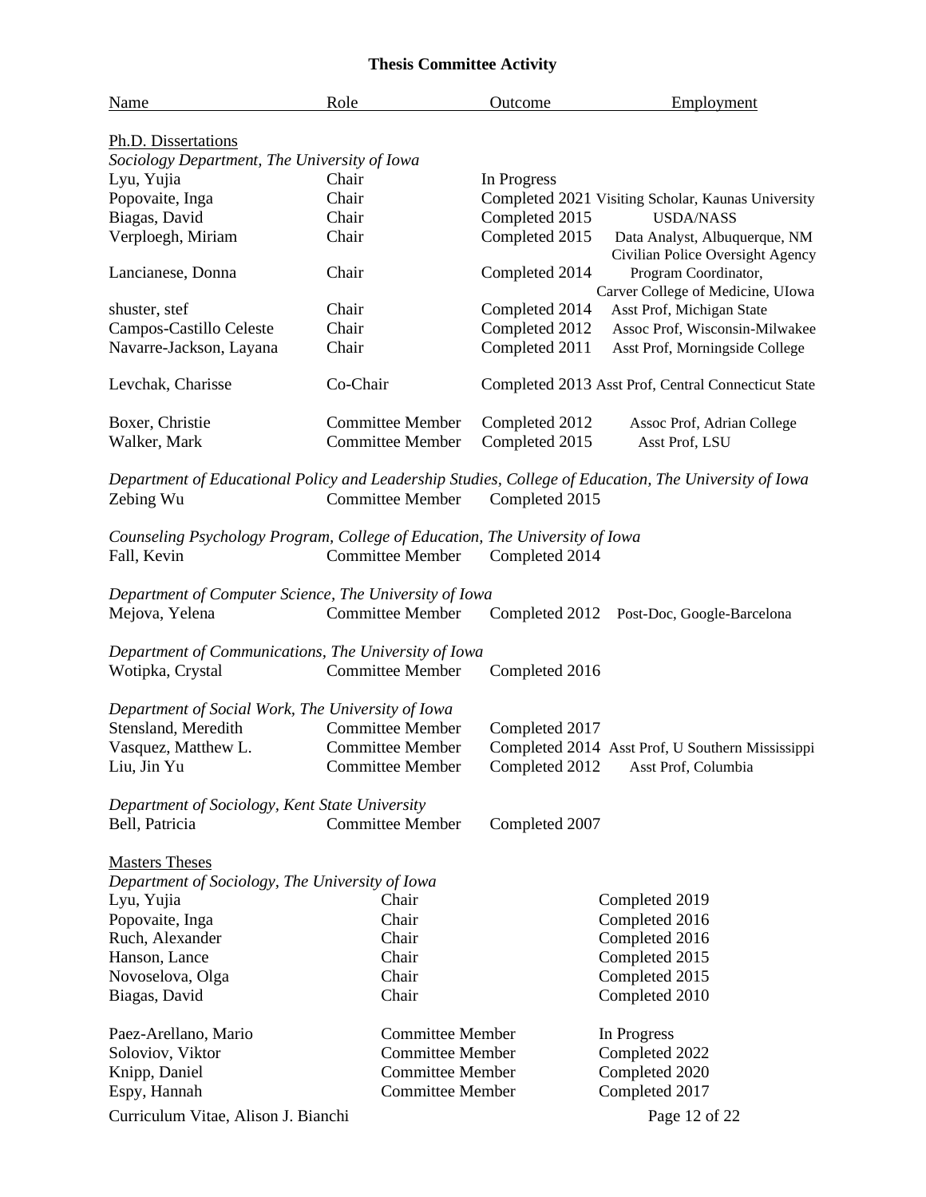# Thesis Committee Activity

| Name | Role | Outcome | Employment |
|---|---|---|---|
| Ph.D. Dissertations | | | |
| *Sociology Department, The University of Iowa* | | | |
| Lyu, Yujia | Chair | In Progress | |
| Popovaite, Inga | Chair | Completed 2021 | Visiting Scholar, Kaunas University |
| Biagas, David | Chair | Completed 2015 | USDA/NASS |
| Verploegh, Miriam | Chair | Completed 2015 | Data Analyst, Albuquerque, NM Civilian Police Oversight Agency |
| Lancianese, Donna | Chair | Completed 2014 | Program Coordinator, Carver College of Medicine, UIowa |
| shuster, stef | Chair | Completed 2014 | Asst Prof, Michigan State |
| Campos-Castillo Celeste | Chair | Completed 2012 | Assoc Prof, Wisconsin-Milwakee |
| Navarre-Jackson, Layana | Chair | Completed 2011 | Asst Prof, Morningside College |
| Levchak, Charisse | Co-Chair | Completed 2013 | Asst Prof, Central Connecticut State |
| Boxer, Christie | Committee Member | Completed 2012 | Assoc Prof, Adrian College |
| Walker, Mark | Committee Member | Completed 2015 | Asst Prof, LSU |
| *Department of Educational Policy and Leadership Studies, College of Education, The University of Iowa* | | | |
| Zebing Wu | Committee Member | Completed 2015 | |
| *Counseling Psychology Program, College of Education, The University of Iowa* | | | |
| Fall, Kevin | Committee Member | Completed 2014 | |
| *Department of Computer Science, The University of Iowa* | | | |
| Mejova, Yelena | Committee Member | Completed 2012 | Post-Doc, Google-Barcelona |
| *Department of Communications, The University of Iowa* | | | |
| Wotipka, Crystal | Committee Member | Completed 2016 | |
| *Department of Social Work, The University of Iowa* | | | |
| Stensland, Meredith | Committee Member | Completed 2017 | |
| Vasquez, Matthew L. | Committee Member | Completed 2014 | Asst Prof, U Southern Mississippi |
| Liu, Jin Yu | Committee Member | Completed 2012 | Asst Prof, Columbia |
| *Department of Sociology, Kent State University* | | | |
| Bell, Patricia | Committee Member | Completed 2007 | |

## Masters Theses

*Department of Sociology, The University of Iowa*

| Name | Role | Outcome |
|---|---|---|
| Lyu, Yujia | Chair | Completed 2019 |
| Popovaite, Inga | Chair | Completed 2016 |
| Ruch, Alexander | Chair | Completed 2016 |
| Hanson, Lance | Chair | Completed 2015 |
| Novoselova, Olga | Chair | Completed 2015 |
| Biagas, David | Chair | Completed 2010 |
| Paez-Arellano, Mario | Committee Member | In Progress |
| Soloviov, Viktor | Committee Member | Completed 2022 |
| Knipp, Daniel | Committee Member | Completed 2020 |
| Espy, Hannah | Committee Member | Completed 2017 |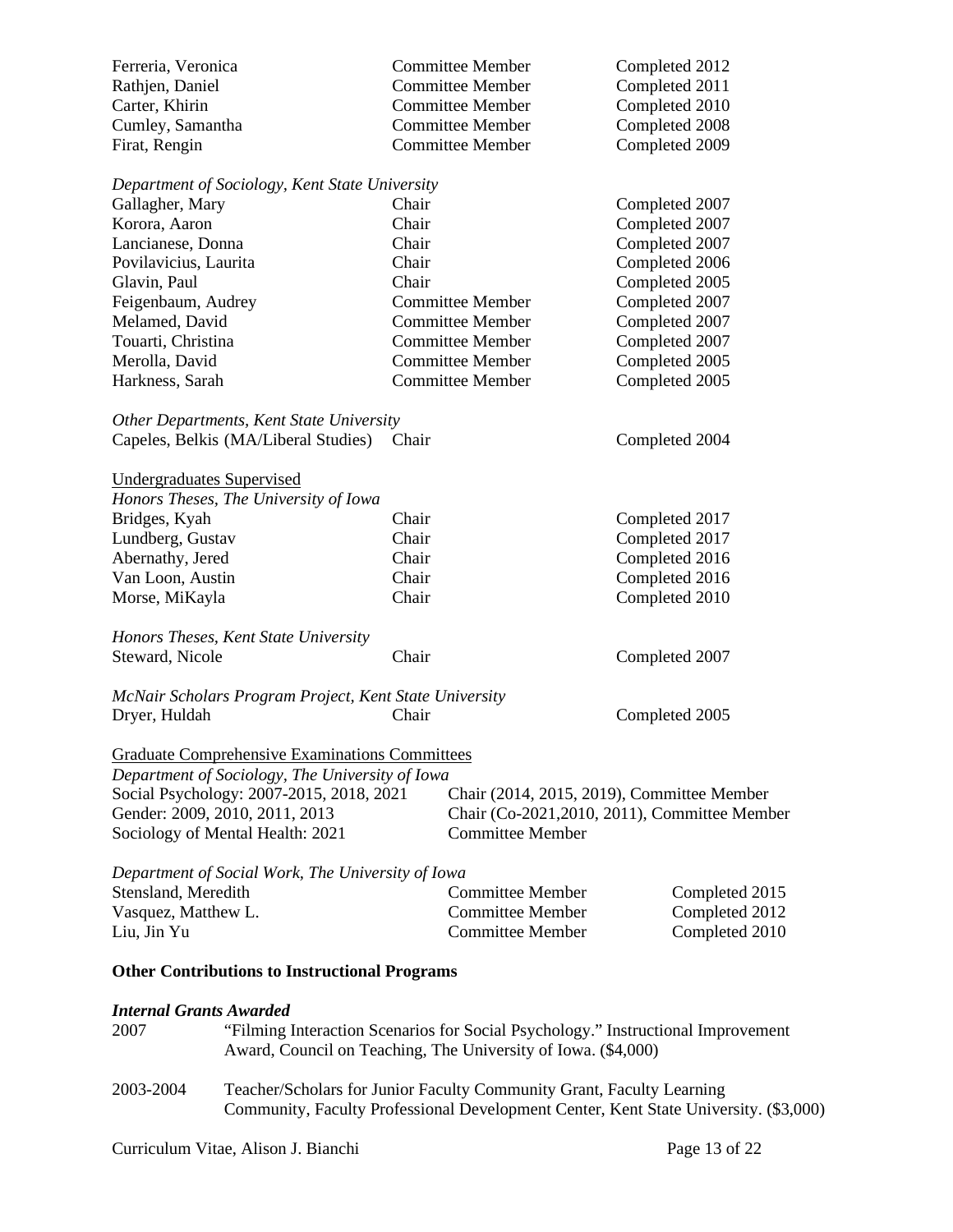| | | |
|---|---|---|
| Ferreria, Veronica | Committee Member | Completed 2012 |
| Rathjen, Daniel | Committee Member | Completed 2011 |
| Carter, Khirin | Committee Member | Completed 2010 |
| Cumley, Samantha | Committee Member | Completed 2008 |
| Firat, Rengin | Committee Member | Completed 2009 |

*Department of Sociology, Kent State University*

| | | |
|---|---|---|
| Gallagher, Mary | Chair | Completed 2007 |
| Korora, Aaron | Chair | Completed 2007 |
| Lancianese, Donna | Chair | Completed 2007 |
| Povilavicius, Laurita | Chair | Completed 2006 |
| Glavin, Paul | Chair | Completed 2005 |
| Feigenbaum, Audrey | Committee Member | Completed 2007 |
| Melamed, David | Committee Member | Completed 2007 |
| Touarti, Christina | Committee Member | Completed 2007 |
| Merolla, David | Committee Member | Completed 2005 |
| Harkness, Sarah | Committee Member | Completed 2005 |

*Other Departments, Kent State University*

| | | |
|---|---|---|
| Capeles, Belkis (MA/Liberal Studies) | Chair | Completed 2004 |

<u>Undergraduates Supervised</u>

*Honors Theses, The University of Iowa*

| | | |
|---|---|---|
| Bridges, Kyah | Chair | Completed 2017 |
| Lundberg, Gustav | Chair | Completed 2017 |
| Abernathy, Jered | Chair | Completed 2016 |
| Van Loon, Austin | Chair | Completed 2016 |
| Morse, MiKayla | Chair | Completed 2010 |

*Honors Theses, Kent State University*

| | | |
|---|---|---|
| Steward, Nicole | Chair | Completed 2007 |

*McNair Scholars Program Project, Kent State University*

| | | |
|---|---|---|
| Dryer, Huldah | Chair | Completed 2005 |

<u>Graduate Comprehensive Examinations Committees</u>

*Department of Sociology, The University of Iowa*

| | |
|---|---|
| Social Psychology: 2007-2015, 2018, 2021 | Chair (2014, 2015, 2019), Committee Member |
| Gender: 2009, 2010, 2011, 2013 | Chair (Co-2021,2010, 2011), Committee Member |
| Sociology of Mental Health: 2021 | Committee Member |

*Department of Social Work, The University of Iowa*

| | | |
|---|---|---|
| Stensland, Meredith | Committee Member | Completed 2015 |
| Vasquez, Matthew L. | Committee Member | Completed 2012 |
| Liu, Jin Yu | Committee Member | Completed 2010 |

## Other Contributions to Instructional Programs

***Internal Grants Awarded***

2007 — "Filming Interaction Scenarios for Social Psychology." Instructional Improvement Award, Council on Teaching, The University of Iowa. ($4,000)

2003-2004 — Teacher/Scholars for Junior Faculty Community Grant, Faculty Learning Community, Faculty Professional Development Center, Kent State University. ($3,000)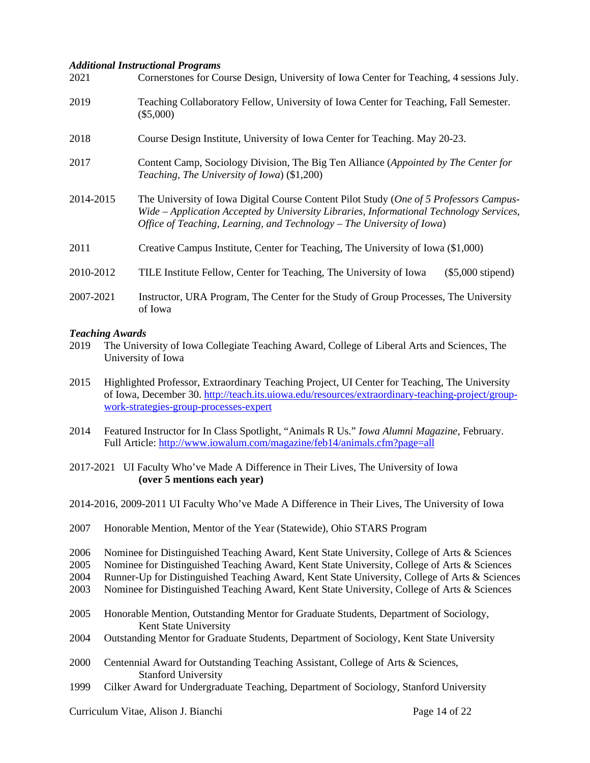***Additional Instructional Programs***

2021 Cornerstones for Course Design, University of Iowa Center for Teaching, 4 sessions July.

2019 Teaching Collaboratory Fellow, University of Iowa Center for Teaching, Fall Semester. ($5,000)

2018 Course Design Institute, University of Iowa Center for Teaching. May 20-23.

2017 Content Camp, Sociology Division, The Big Ten Alliance (*Appointed by The Center for Teaching, The University of Iowa*) ($1,200)

2014-2015 The University of Iowa Digital Course Content Pilot Study (*One of 5 Professors Campus-Wide – Application Accepted by University Libraries, Informational Technology Services, Office of Teaching, Learning, and Technology – The University of Iowa*)

2011 Creative Campus Institute, Center for Teaching, The University of Iowa ($1,000)

2010-2012 TILE Institute Fellow, Center for Teaching, The University of Iowa ($5,000 stipend)

2007-2021 Instructor, URA Program, The Center for the Study of Group Processes, The University of Iowa

***Teaching Awards***

2019 The University of Iowa Collegiate Teaching Award, College of Liberal Arts and Sciences, The University of Iowa

2015 Highlighted Professor, Extraordinary Teaching Project, UI Center for Teaching, The University of Iowa, December 30. [http://teach.its.uiowa.edu/resources/extraordinary-teaching-project/group-work-strategies-group-processes-expert](http://teach.its.uiowa.edu/resources/extraordinary-teaching-project/group-work-strategies-group-processes-expert)

2014 Featured Instructor for In Class Spotlight, "Animals R Us." *Iowa Alumni Magazine*, February. Full Article: [http://www.iowalum.com/magazine/feb14/animals.cfm?page=all](http://www.iowalum.com/magazine/feb14/animals.cfm?page=all)

2017-2021 UI Faculty Who've Made A Difference in Their Lives, The University of Iowa **(over 5 mentions each year)**

2014-2016, 2009-2011 UI Faculty Who've Made A Difference in Their Lives, The University of Iowa

2007 Honorable Mention, Mentor of the Year (Statewide), Ohio STARS Program

2006 Nominee for Distinguished Teaching Award, Kent State University, College of Arts & Sciences
2005 Nominee for Distinguished Teaching Award, Kent State University, College of Arts & Sciences
2004 Runner-Up for Distinguished Teaching Award, Kent State University, College of Arts & Sciences
2003 Nominee for Distinguished Teaching Award, Kent State University, College of Arts & Sciences

2005 Honorable Mention, Outstanding Mentor for Graduate Students, Department of Sociology, Kent State University
2004 Outstanding Mentor for Graduate Students, Department of Sociology, Kent State University

2000 Centennial Award for Outstanding Teaching Assistant, College of Arts & Sciences, Stanford University
1999 Cilker Award for Undergraduate Teaching, Department of Sociology, Stanford University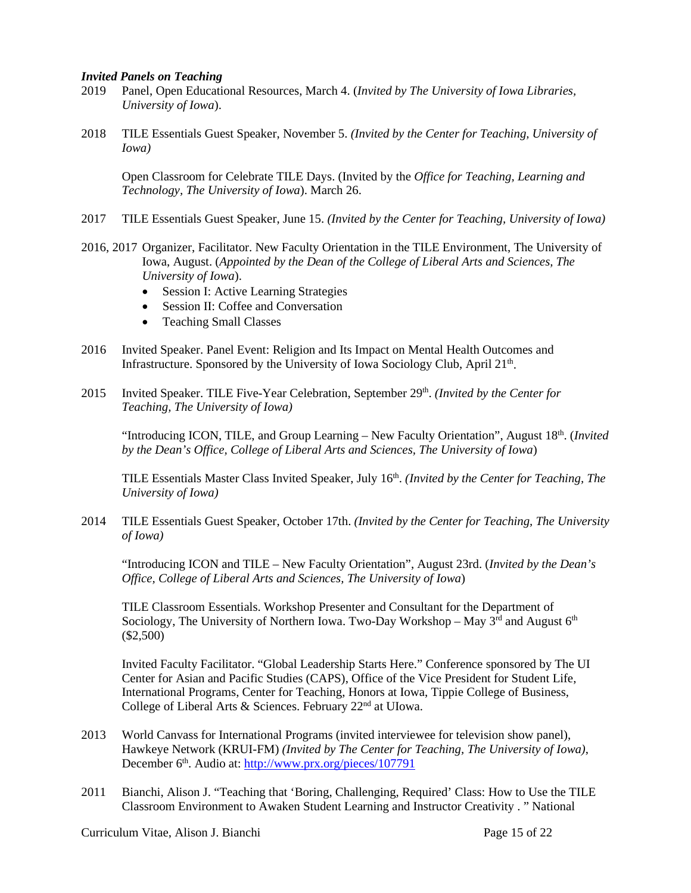### *Invited Panels on Teaching*

2019 Panel, Open Educational Resources, March 4. (*Invited by The University of Iowa Libraries, University of Iowa*).

2018 TILE Essentials Guest Speaker, November 5. *(Invited by the Center for Teaching, University of Iowa)*

Open Classroom for Celebrate TILE Days. (Invited by the *Office for Teaching, Learning and Technology, The University of Iowa*). March 26.

2017 TILE Essentials Guest Speaker, June 15. *(Invited by the Center for Teaching, University of Iowa)*

2016, 2017 Organizer, Facilitator. New Faculty Orientation in the TILE Environment, The University of Iowa, August. (*Appointed by the Dean of the College of Liberal Arts and Sciences, The University of Iowa*).

- Session I: Active Learning Strategies
- Session II: Coffee and Conversation
- Teaching Small Classes

2016 Invited Speaker. Panel Event: Religion and Its Impact on Mental Health Outcomes and Infrastructure. Sponsored by the University of Iowa Sociology Club, April 21st.

2015 Invited Speaker. TILE Five-Year Celebration, September 29th. *(Invited by the Center for Teaching, The University of Iowa)*

"Introducing ICON, TILE, and Group Learning – New Faculty Orientation", August 18th. (*Invited by the Dean's Office, College of Liberal Arts and Sciences, The University of Iowa*)

TILE Essentials Master Class Invited Speaker, July 16th. *(Invited by the Center for Teaching, The University of Iowa)*

2014 TILE Essentials Guest Speaker, October 17th. *(Invited by the Center for Teaching, The University of Iowa)*

"Introducing ICON and TILE – New Faculty Orientation", August 23rd. (*Invited by the Dean's Office, College of Liberal Arts and Sciences, The University of Iowa*)

TILE Classroom Essentials. Workshop Presenter and Consultant for the Department of Sociology, The University of Northern Iowa. Two-Day Workshop – May 3rd and August 6th ($2,500)

Invited Faculty Facilitator. "Global Leadership Starts Here." Conference sponsored by The UI Center for Asian and Pacific Studies (CAPS), Office of the Vice President for Student Life, International Programs, Center for Teaching, Honors at Iowa, Tippie College of Business, College of Liberal Arts & Sciences. February 22nd at UIowa.

2013 World Canvass for International Programs (invited interviewee for television show panel), Hawkeye Network (KRUI-FM) *(Invited by The Center for Teaching, The University of Iowa)*, December 6th. Audio at: http://www.prx.org/pieces/107791

2011 Bianchi, Alison J. "Teaching that 'Boring, Challenging, Required' Class: How to Use the TILE Classroom Environment to Awaken Student Learning and Instructor Creativity . " National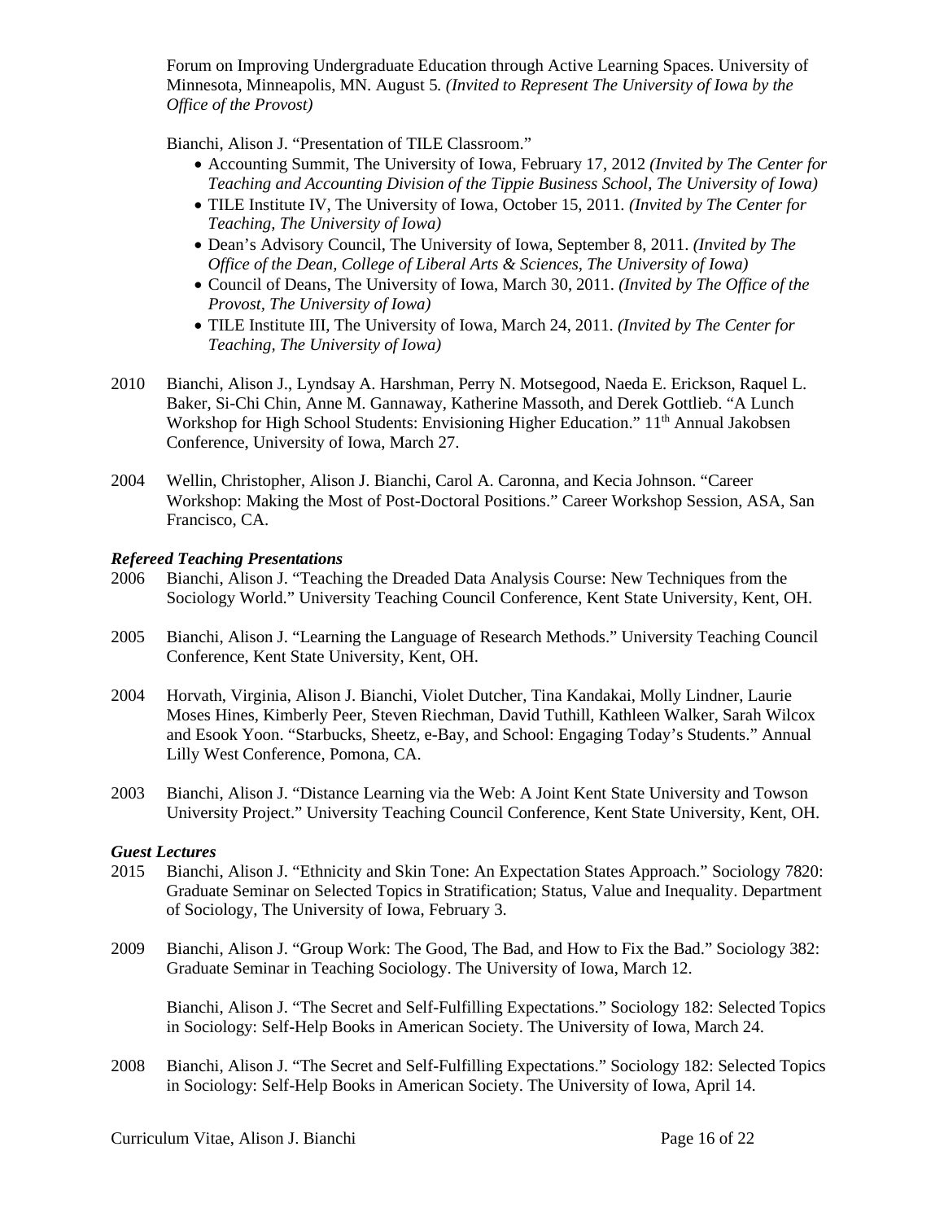Forum on Improving Undergraduate Education through Active Learning Spaces. University of Minnesota, Minneapolis, MN. August 5. *(Invited to Represent The University of Iowa by the Office of the Provost)*

Bianchi, Alison J. "Presentation of TILE Classroom."

- Accounting Summit, The University of Iowa, February 17, 2012 *(Invited by The Center for Teaching and Accounting Division of the Tippie Business School, The University of Iowa)*
- TILE Institute IV, The University of Iowa, October 15, 2011. *(Invited by The Center for Teaching, The University of Iowa)*
- Dean's Advisory Council, The University of Iowa, September 8, 2011. *(Invited by The Office of the Dean, College of Liberal Arts & Sciences, The University of Iowa)*
- Council of Deans, The University of Iowa, March 30, 2011. *(Invited by The Office of the Provost, The University of Iowa)*
- TILE Institute III, The University of Iowa, March 24, 2011. *(Invited by The Center for Teaching, The University of Iowa)*

2010 Bianchi, Alison J., Lyndsay A. Harshman, Perry N. Motsegood, Naeda E. Erickson, Raquel L. Baker, Si-Chi Chin, Anne M. Gannaway, Katherine Massoth, and Derek Gottlieb. "A Lunch Workshop for High School Students: Envisioning Higher Education." 11th Annual Jakobsen Conference, University of Iowa, March 27.

2004 Wellin, Christopher, Alison J. Bianchi, Carol A. Caronna, and Kecia Johnson. "Career Workshop: Making the Most of Post-Doctoral Positions." Career Workshop Session, ASA, San Francisco, CA.

### *Refereed Teaching Presentations*

2006 Bianchi, Alison J. "Teaching the Dreaded Data Analysis Course: New Techniques from the Sociology World." University Teaching Council Conference, Kent State University, Kent, OH.

2005 Bianchi, Alison J. "Learning the Language of Research Methods." University Teaching Council Conference, Kent State University, Kent, OH.

2004 Horvath, Virginia, Alison J. Bianchi, Violet Dutcher, Tina Kandakai, Molly Lindner, Laurie Moses Hines, Kimberly Peer, Steven Riechman, David Tuthill, Kathleen Walker, Sarah Wilcox and Esook Yoon. "Starbucks, Sheetz, e-Bay, and School: Engaging Today's Students." Annual Lilly West Conference, Pomona, CA.

2003 Bianchi, Alison J. "Distance Learning via the Web: A Joint Kent State University and Towson University Project." University Teaching Council Conference, Kent State University, Kent, OH.

### *Guest Lectures*

2015 Bianchi, Alison J. "Ethnicity and Skin Tone: An Expectation States Approach." Sociology 7820: Graduate Seminar on Selected Topics in Stratification; Status, Value and Inequality. Department of Sociology, The University of Iowa, February 3.

2009 Bianchi, Alison J. "Group Work: The Good, The Bad, and How to Fix the Bad." Sociology 382: Graduate Seminar in Teaching Sociology. The University of Iowa, March 12.

Bianchi, Alison J. "The Secret and Self-Fulfilling Expectations." Sociology 182: Selected Topics in Sociology: Self-Help Books in American Society. The University of Iowa, March 24.

2008 Bianchi, Alison J. "The Secret and Self-Fulfilling Expectations." Sociology 182: Selected Topics in Sociology: Self-Help Books in American Society. The University of Iowa, April 14.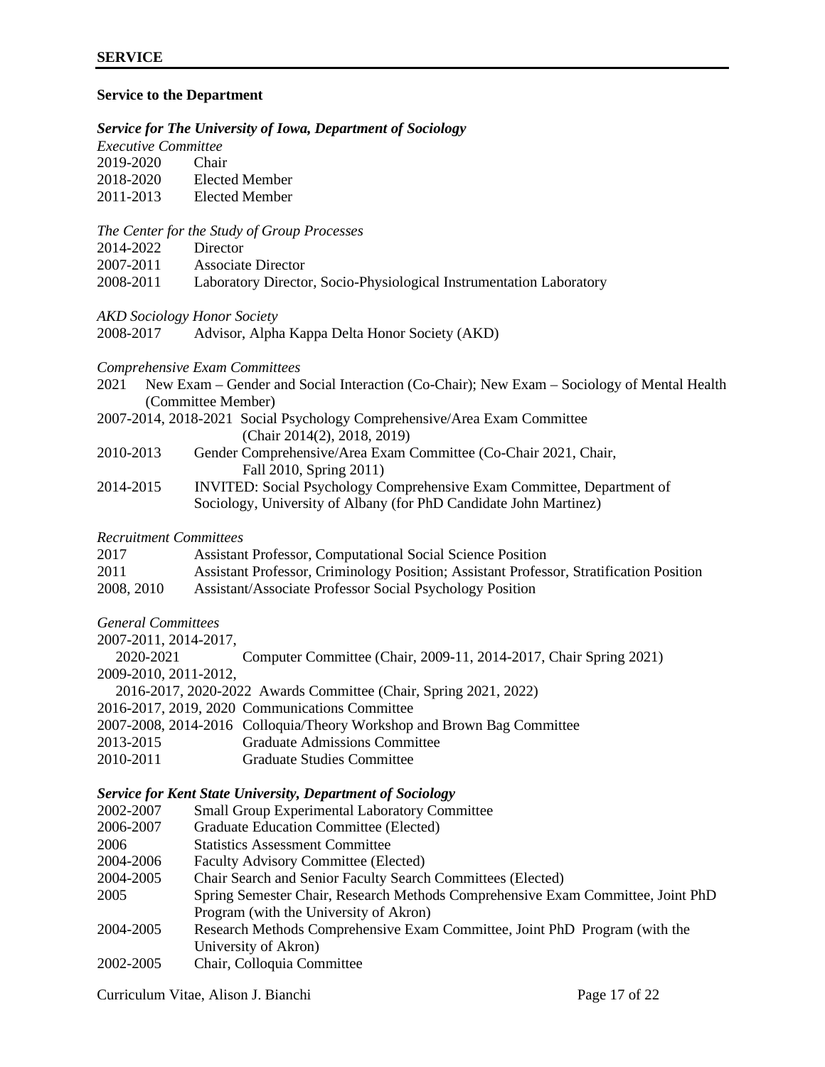## SERVICE

### Service to the Department

***Service for The University of Iowa, Department of Sociology***

*Executive Committee*

2019-2020 Chair
2018-2020 Elected Member
2011-2013 Elected Member

*The Center for the Study of Group Processes*

2014-2022 Director
2007-2011 Associate Director
2008-2011 Laboratory Director, Socio-Physiological Instrumentation Laboratory

*AKD Sociology Honor Society*

2008-2017 Advisor, Alpha Kappa Delta Honor Society (AKD)

*Comprehensive Exam Committees*

2021 New Exam – Gender and Social Interaction (Co-Chair); New Exam – Sociology of Mental Health (Committee Member)
2007-2014, 2018-2021 Social Psychology Comprehensive/Area Exam Committee (Chair 2014(2), 2018, 2019)
2010-2013 Gender Comprehensive/Area Exam Committee (Co-Chair 2021, Chair, Fall 2010, Spring 2011)
2014-2015 INVITED: Social Psychology Comprehensive Exam Committee, Department of Sociology, University of Albany (for PhD Candidate John Martinez)

*Recruitment Committees*

2017 Assistant Professor, Computational Social Science Position
2011 Assistant Professor, Criminology Position; Assistant Professor, Stratification Position
2008, 2010 Assistant/Associate Professor Social Psychology Position

*General Committees*

2007-2011, 2014-2017, 2020-2021 Computer Committee (Chair, 2009-11, 2014-2017, Chair Spring 2021)
2009-2010, 2011-2012, 2016-2017, 2020-2022 Awards Committee (Chair, Spring 2021, 2022)
2016-2017, 2019, 2020 Communications Committee
2007-2008, 2014-2016 Colloquia/Theory Workshop and Brown Bag Committee
2013-2015 Graduate Admissions Committee
2010-2011 Graduate Studies Committee

***Service for Kent State University, Department of Sociology***

2002-2007 Small Group Experimental Laboratory Committee
2006-2007 Graduate Education Committee (Elected)
2006 Statistics Assessment Committee
2004-2006 Faculty Advisory Committee (Elected)
2004-2005 Chair Search and Senior Faculty Search Committees (Elected)
2005 Spring Semester Chair, Research Methods Comprehensive Exam Committee, Joint PhD Program (with the University of Akron)
2004-2005 Research Methods Comprehensive Exam Committee, Joint PhD Program (with the University of Akron)
2002-2005 Chair, Colloquia Committee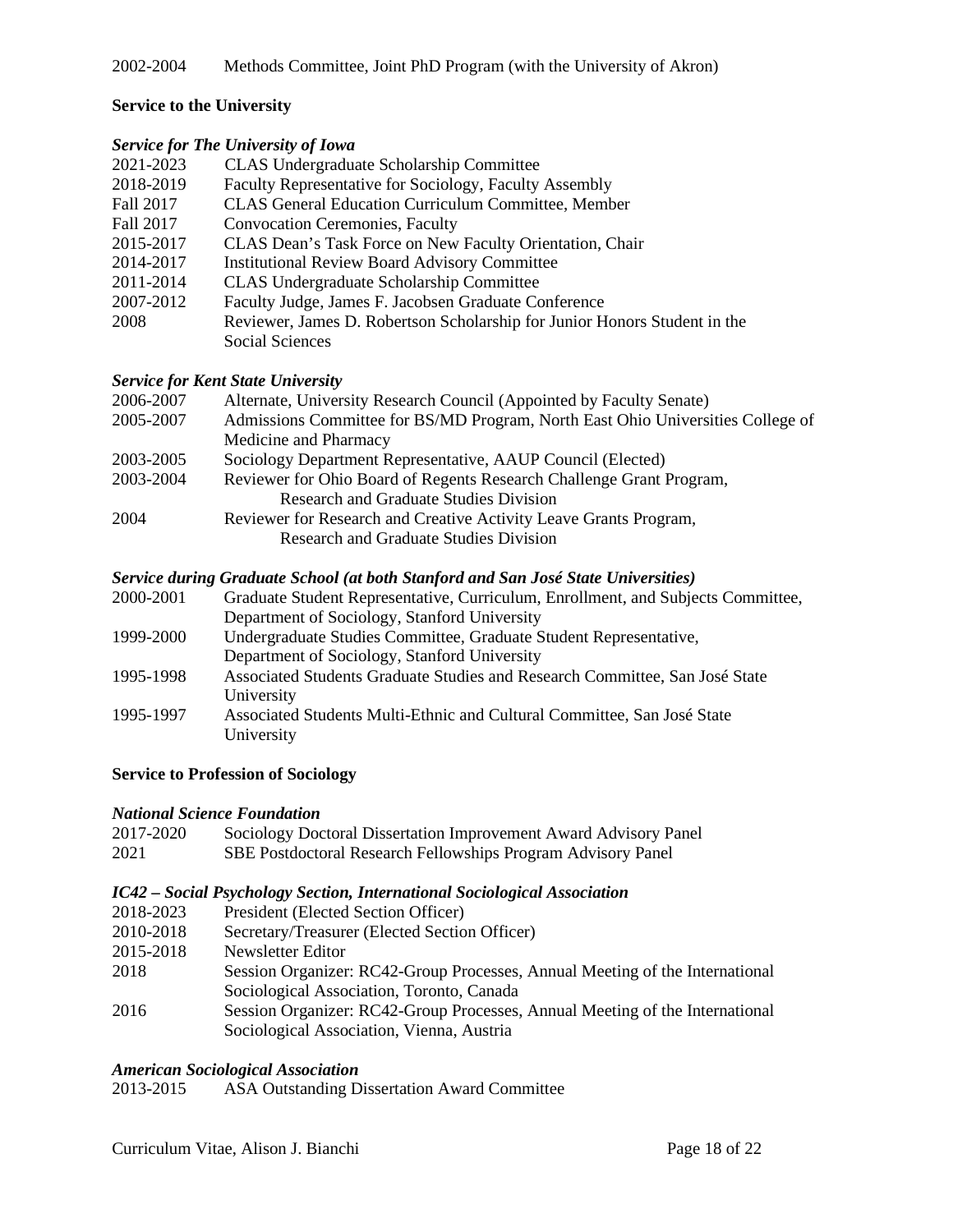2002-2004  Methods Committee, Joint PhD Program (with the University of Akron)

**Service to the University**

***Service for The University of Iowa***

| | |
|---|---|
| 2021-2023 | CLAS Undergraduate Scholarship Committee |
| 2018-2019 | Faculty Representative for Sociology, Faculty Assembly |
| Fall 2017 | CLAS General Education Curriculum Committee, Member |
| Fall 2017 | Convocation Ceremonies, Faculty |
| 2015-2017 | CLAS Dean's Task Force on New Faculty Orientation, Chair |
| 2014-2017 | Institutional Review Board Advisory Committee |
| 2011-2014 | CLAS Undergraduate Scholarship Committee |
| 2007-2012 | Faculty Judge, James F. Jacobsen Graduate Conference |
| 2008 | Reviewer, James D. Robertson Scholarship for Junior Honors Student in the Social Sciences |

***Service for Kent State University***

| | |
|---|---|
| 2006-2007 | Alternate, University Research Council (Appointed by Faculty Senate) |
| 2005-2007 | Admissions Committee for BS/MD Program, North East Ohio Universities College of Medicine and Pharmacy |
| 2003-2005 | Sociology Department Representative, AAUP Council (Elected) |
| 2003-2004 | Reviewer for Ohio Board of Regents Research Challenge Grant Program, Research and Graduate Studies Division |
| 2004 | Reviewer for Research and Creative Activity Leave Grants Program, Research and Graduate Studies Division |

***Service during Graduate School (at both Stanford and San José State Universities)***

| | |
|---|---|
| 2000-2001 | Graduate Student Representative, Curriculum, Enrollment, and Subjects Committee, Department of Sociology, Stanford University |
| 1999-2000 | Undergraduate Studies Committee, Graduate Student Representative, Department of Sociology, Stanford University |
| 1995-1998 | Associated Students Graduate Studies and Research Committee, San José State University |
| 1995-1997 | Associated Students Multi-Ethnic and Cultural Committee, San José State University |

**Service to Profession of Sociology**

***National Science Foundation***

| | |
|---|---|
| 2017-2020 | Sociology Doctoral Dissertation Improvement Award Advisory Panel |
| 2021 | SBE Postdoctoral Research Fellowships Program Advisory Panel |

***IC42 – Social Psychology Section, International Sociological Association***

| | |
|---|---|
| 2018-2023 | President (Elected Section Officer) |
| 2010-2018 | Secretary/Treasurer (Elected Section Officer) |
| 2015-2018 | Newsletter Editor |
| 2018 | Session Organizer: RC42-Group Processes, Annual Meeting of the International Sociological Association, Toronto, Canada |
| 2016 | Session Organizer: RC42-Group Processes, Annual Meeting of the International Sociological Association, Vienna, Austria |

***American Sociological Association***

| | |
|---|---|
| 2013-2015 | ASA Outstanding Dissertation Award Committee |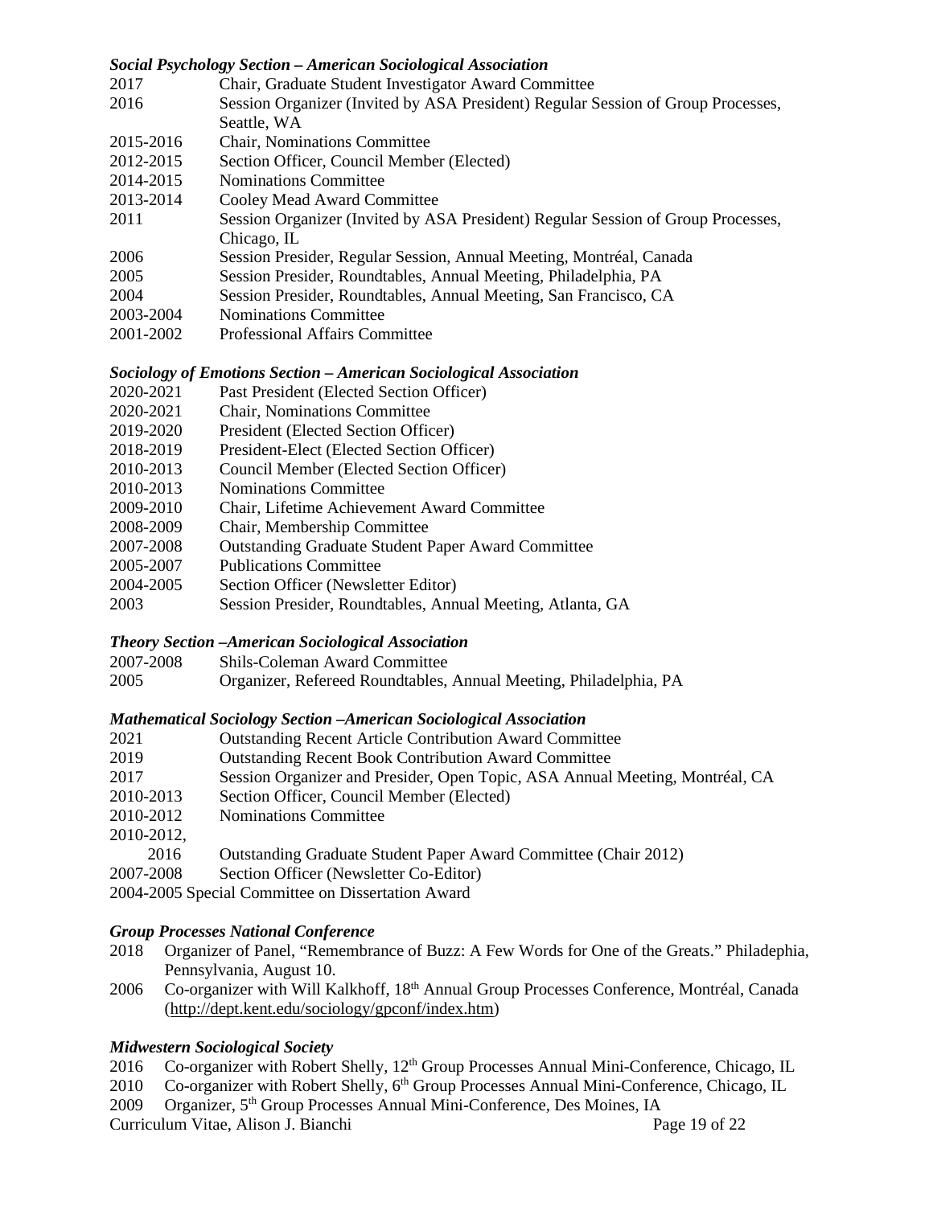***Social Psychology Section – American Sociological Association***

2017 Chair, Graduate Student Investigator Award Committee
2016 Session Organizer (Invited by ASA President) Regular Session of Group Processes, Seattle, WA
2015-2016 Chair, Nominations Committee
2012-2015 Section Officer, Council Member (Elected)
2014-2015 Nominations Committee
2013-2014 Cooley Mead Award Committee
2011 Session Organizer (Invited by ASA President) Regular Session of Group Processes, Chicago, IL
2006 Session Presider, Regular Session, Annual Meeting, Montréal, Canada
2005 Session Presider, Roundtables, Annual Meeting, Philadelphia, PA
2004 Session Presider, Roundtables, Annual Meeting, San Francisco, CA
2003-2004 Nominations Committee
2001-2002 Professional Affairs Committee

***Sociology of Emotions Section – American Sociological Association***

2020-2021 Past President (Elected Section Officer)
2020-2021 Chair, Nominations Committee
2019-2020 President (Elected Section Officer)
2018-2019 President-Elect (Elected Section Officer)
2010-2013 Council Member (Elected Section Officer)
2010-2013 Nominations Committee
2009-2010 Chair, Lifetime Achievement Award Committee
2008-2009 Chair, Membership Committee
2007-2008 Outstanding Graduate Student Paper Award Committee
2005-2007 Publications Committee
2004-2005 Section Officer (Newsletter Editor)
2003 Session Presider, Roundtables, Annual Meeting, Atlanta, GA

***Theory Section –American Sociological Association***

2007-2008 Shils-Coleman Award Committee
2005 Organizer, Refereed Roundtables, Annual Meeting, Philadelphia, PA

***Mathematical Sociology Section –American Sociological Association***

2021 Outstanding Recent Article Contribution Award Committee
2019 Outstanding Recent Book Contribution Award Committee
2017 Session Organizer and Presider, Open Topic, ASA Annual Meeting, Montréal, CA
2010-2013 Section Officer, Council Member (Elected)
2010-2012 Nominations Committee
2010-2012, 2016 Outstanding Graduate Student Paper Award Committee (Chair 2012)
2007-2008 Section Officer (Newsletter Co-Editor)
2004-2005 Special Committee on Dissertation Award

***Group Processes National Conference***

2018 Organizer of Panel, "Remembrance of Buzz: A Few Words for One of the Greats." Philadephia, Pennsylvania, August 10.
2006 Co-organizer with Will Kalkhoff, 18th Annual Group Processes Conference, Montréal, Canada (http://dept.kent.edu/sociology/gpconf/index.htm)

***Midwestern Sociological Society***

2016 Co-organizer with Robert Shelly, 12th Group Processes Annual Mini-Conference, Chicago, IL
2010 Co-organizer with Robert Shelly, 6th Group Processes Annual Mini-Conference, Chicago, IL
2009 Organizer, 5th Group Processes Annual Mini-Conference, Des Moines, IA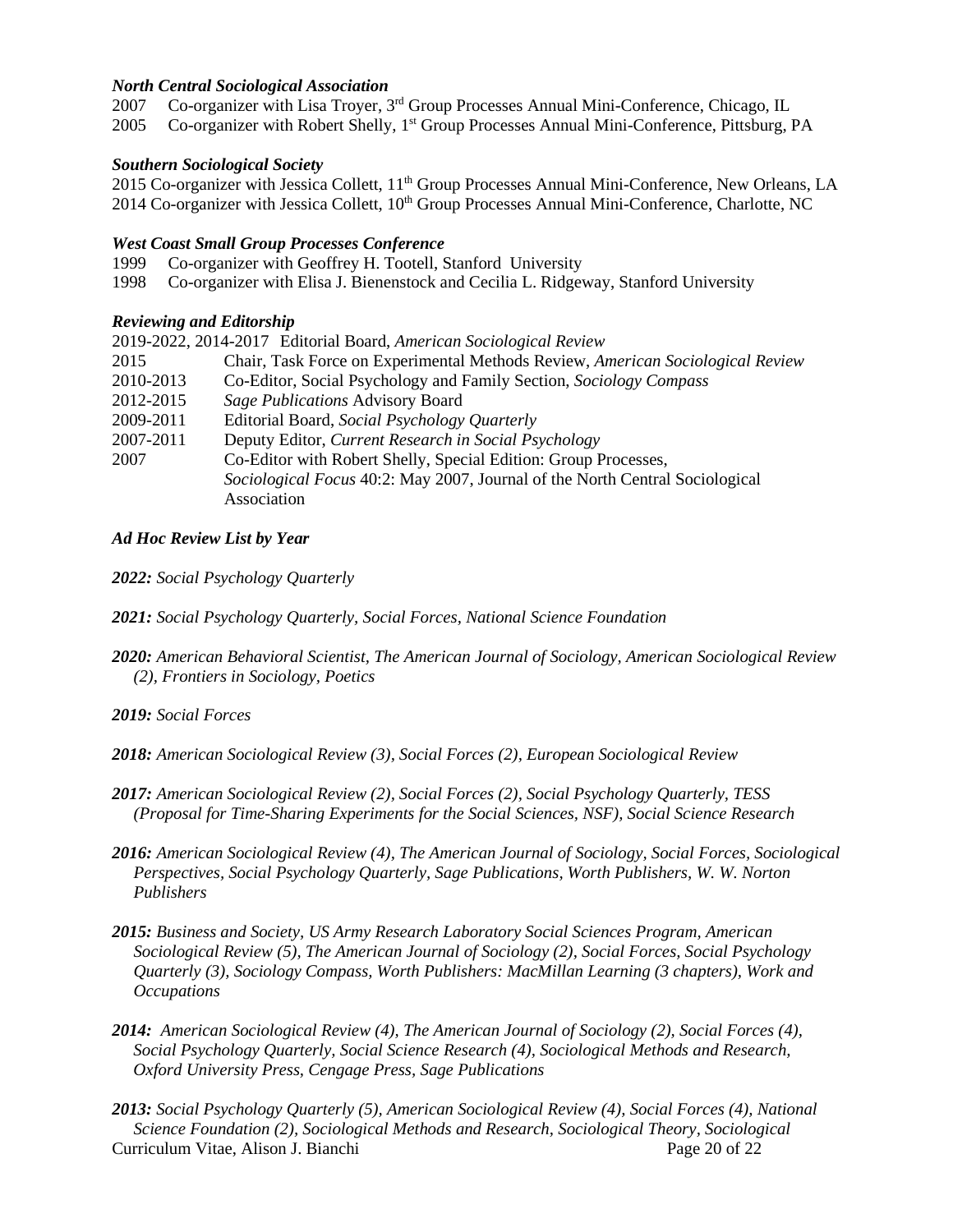### *North Central Sociological Association*

2007 Co-organizer with Lisa Troyer, 3rd Group Processes Annual Mini-Conference, Chicago, IL
2005 Co-organizer with Robert Shelly, 1st Group Processes Annual Mini-Conference, Pittsburg, PA

### *Southern Sociological Society*

2015 Co-organizer with Jessica Collett, 11th Group Processes Annual Mini-Conference, New Orleans, LA
2014 Co-organizer with Jessica Collett, 10th Group Processes Annual Mini-Conference, Charlotte, NC

### *West Coast Small Group Processes Conference*

1999 Co-organizer with Geoffrey H. Tootell, Stanford University
1998 Co-organizer with Elisa J. Bienenstock and Cecilia L. Ridgeway, Stanford University

### *Reviewing and Editorship*

2019-2022, 2014-2017 Editorial Board, *American Sociological Review*
2015 Chair, Task Force on Experimental Methods Review, *American Sociological Review*
2010-2013 Co-Editor, Social Psychology and Family Section, *Sociology Compass*
2012-2015 *Sage Publications* Advisory Board
2009-2011 Editorial Board, *Social Psychology Quarterly*
2007-2011 Deputy Editor, *Current Research in Social Psychology*
2007 Co-Editor with Robert Shelly, Special Edition: Group Processes, *Sociological Focus* 40:2: May 2007, Journal of the North Central Sociological Association

### *Ad Hoc Review List by Year*

***2022:*** *Social Psychology Quarterly*

***2021:*** *Social Psychology Quarterly, Social Forces, National Science Foundation*

***2020:*** *American Behavioral Scientist, The American Journal of Sociology, American Sociological Review (2), Frontiers in Sociology, Poetics*

***2019:*** *Social Forces*

***2018:*** *American Sociological Review (3), Social Forces (2), European Sociological Review*

***2017:*** *American Sociological Review (2), Social Forces (2), Social Psychology Quarterly, TESS (Proposal for Time-Sharing Experiments for the Social Sciences, NSF), Social Science Research*

***2016:*** *American Sociological Review (4), The American Journal of Sociology, Social Forces, Sociological Perspectives, Social Psychology Quarterly, Sage Publications, Worth Publishers, W. W. Norton Publishers*

***2015:*** *Business and Society, US Army Research Laboratory Social Sciences Program, American Sociological Review (5), The American Journal of Sociology (2), Social Forces, Social Psychology Quarterly (3), Sociology Compass, Worth Publishers: MacMillan Learning (3 chapters), Work and Occupations*

***2014:*** *American Sociological Review (4), The American Journal of Sociology (2), Social Forces (4), Social Psychology Quarterly, Social Science Research (4), Sociological Methods and Research, Oxford University Press, Cengage Press, Sage Publications*

***2013:*** *Social Psychology Quarterly (5), American Sociological Review (4), Social Forces (4), National Science Foundation (2), Sociological Methods and Research, Sociological Theory, Sociological*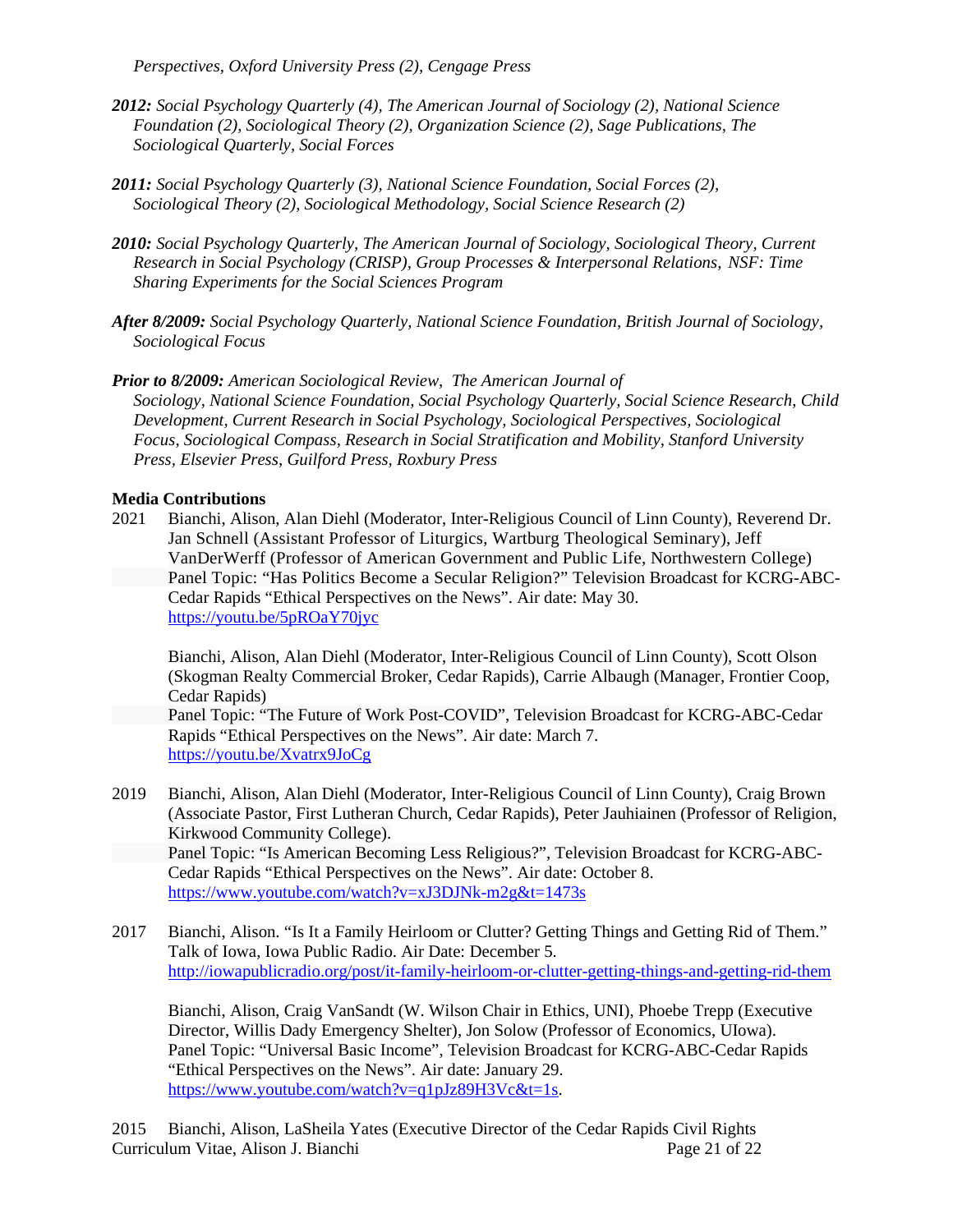*Perspectives, Oxford University Press (2), Cengage Press*

***2012:*** *Social Psychology Quarterly (4), The American Journal of Sociology (2), National Science Foundation (2), Sociological Theory (2), Organization Science (2), Sage Publications, The Sociological Quarterly, Social Forces*

***2011:*** *Social Psychology Quarterly (3), National Science Foundation, Social Forces (2), Sociological Theory (2), Sociological Methodology, Social Science Research (2)*

***2010:*** *Social Psychology Quarterly, The American Journal of Sociology, Sociological Theory, Current Research in Social Psychology (CRISP), Group Processes & Interpersonal Relations, NSF: Time Sharing Experiments for the Social Sciences Program*

***After 8/2009:*** *Social Psychology Quarterly, National Science Foundation, British Journal of Sociology, Sociological Focus*

***Prior to 8/2009:*** *American Sociological Review, The American Journal of Sociology, National Science Foundation, Social Psychology Quarterly, Social Science Research, Child Development, Current Research in Social Psychology, Sociological Perspectives, Sociological Focus, Sociological Compass, Research in Social Stratification and Mobility, Stanford University Press, Elsevier Press, Guilford Press, Roxbury Press*

**Media Contributions**

2021 Bianchi, Alison, Alan Diehl (Moderator, Inter-Religious Council of Linn County), Reverend Dr. Jan Schnell (Assistant Professor of Liturgics, Wartburg Theological Seminary), Jeff VanDerWerff (Professor of American Government and Public Life, Northwestern College)
Panel Topic: "Has Politics Become a Secular Religion?" Television Broadcast for KCRG-ABC-Cedar Rapids "Ethical Perspectives on the News". Air date: May 30.
https://youtu.be/5pROaY70jyc

Bianchi, Alison, Alan Diehl (Moderator, Inter-Religious Council of Linn County), Scott Olson (Skogman Realty Commercial Broker, Cedar Rapids), Carrie Albaugh (Manager, Frontier Coop, Cedar Rapids)
Panel Topic: "The Future of Work Post-COVID", Television Broadcast for KCRG-ABC-Cedar Rapids "Ethical Perspectives on the News". Air date: March 7.
https://youtu.be/Xvatrx9JoCg

2019 Bianchi, Alison, Alan Diehl (Moderator, Inter-Religious Council of Linn County), Craig Brown (Associate Pastor, First Lutheran Church, Cedar Rapids), Peter Jauhiainen (Professor of Religion, Kirkwood Community College).
Panel Topic: "Is American Becoming Less Religious?", Television Broadcast for KCRG-ABC-Cedar Rapids "Ethical Perspectives on the News". Air date: October 8.
https://www.youtube.com/watch?v=xJ3DJNk-m2g&t=1473s

2017 Bianchi, Alison. "Is It a Family Heirloom or Clutter? Getting Things and Getting Rid of Them." Talk of Iowa, Iowa Public Radio. Air Date: December 5.
http://iowapublicradio.org/post/it-family-heirloom-or-clutter-getting-things-and-getting-rid-them

Bianchi, Alison, Craig VanSandt (W. Wilson Chair in Ethics, UNI), Phoebe Trepp (Executive Director, Willis Dady Emergency Shelter), Jon Solow (Professor of Economics, UIowa).
Panel Topic: "Universal Basic Income", Television Broadcast for KCRG-ABC-Cedar Rapids "Ethical Perspectives on the News". Air date: January 29.
https://www.youtube.com/watch?v=q1pJz89H3Vc&t=1s.

2015 Bianchi, Alison, LaSheila Yates (Executive Director of the Cedar Rapids Civil Rights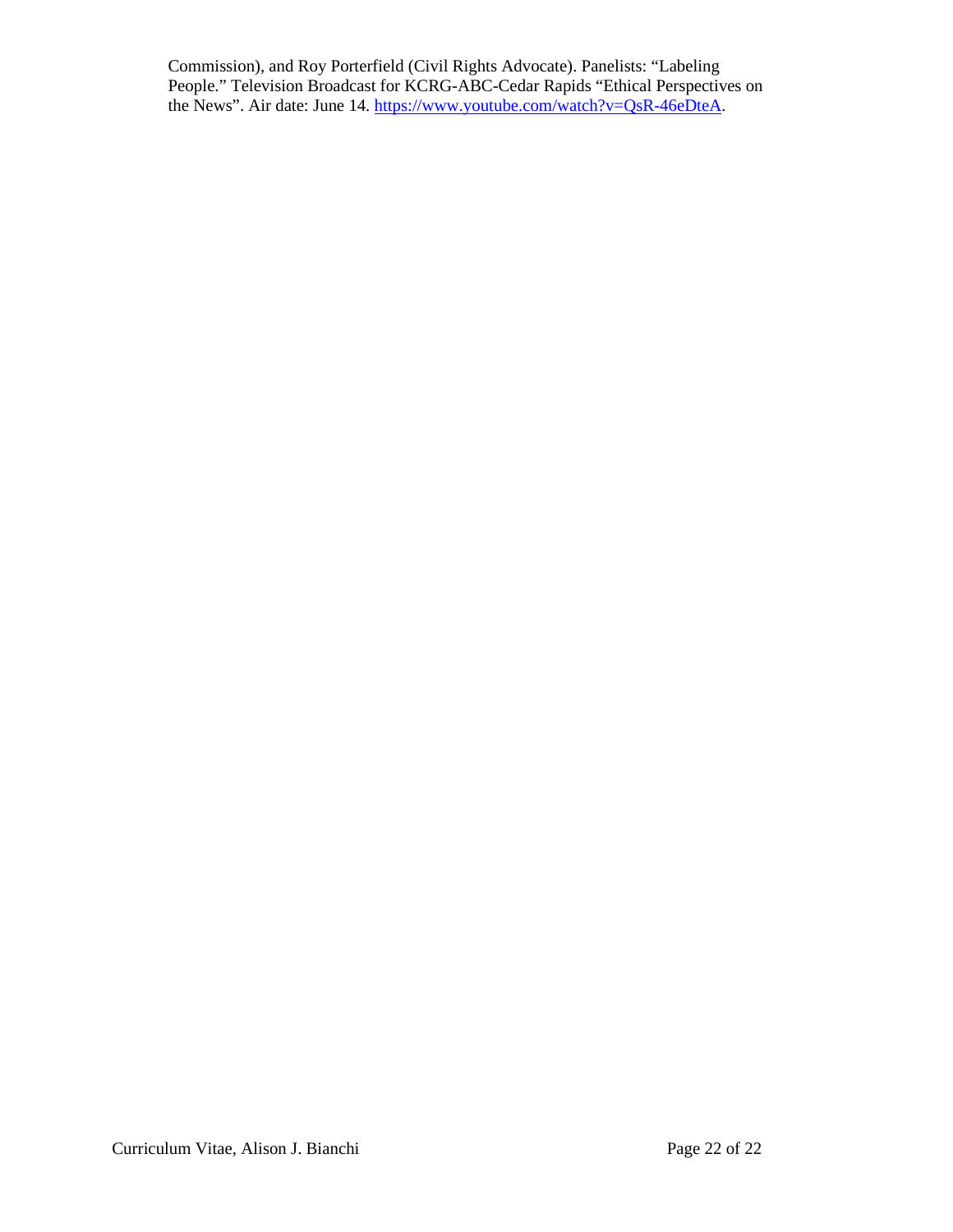Commission), and Roy Porterfield (Civil Rights Advocate). Panelists: "Labeling People." Television Broadcast for KCRG-ABC-Cedar Rapids "Ethical Perspectives on the News". Air date: June 14. https://www.youtube.com/watch?v=QsR-46eDteA.